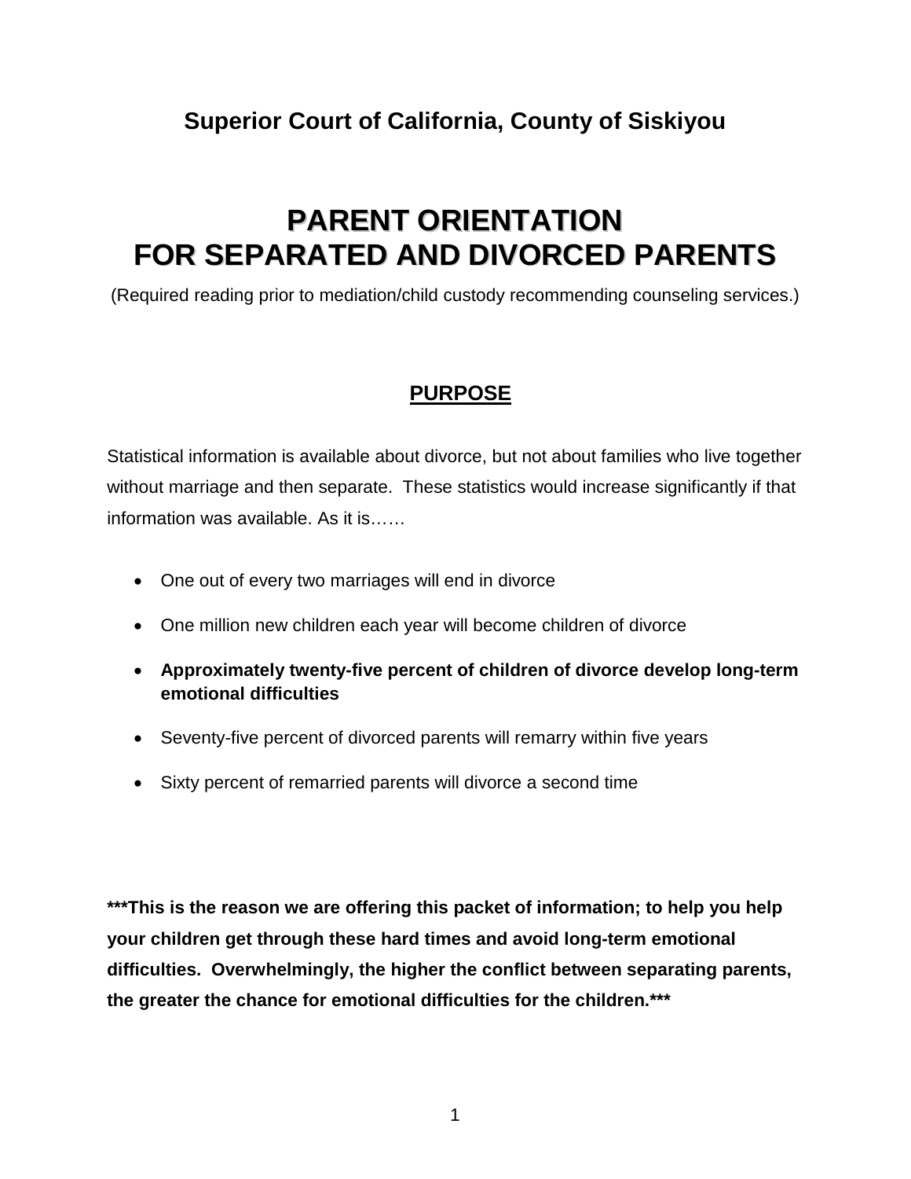## Superior Court of California, County of Siskiyou

# PARENT ORIENTATION FOR SEPARATED AND DIVORCED PARENTS

(Required reading prior to mediation/child custody recommending counseling services.)

## PURPOSE

Statistical information is available about divorce, but not about families who live together without marriage and then separate. These statistics would increase significantly if that information was available. As it is……

- One out of every two marriages will end in divorce
- One million new children each year will become children of divorce
- **Approximately twenty-five percent of children of divorce develop long-term emotional difficulties**
- Seventy-five percent of divorced parents will remarry within five years
- Sixty percent of remarried parents will divorce a second time

**\*\*\*This is the reason we are offering this packet of information; to help you help your children get through these hard times and avoid long-term emotional difficulties. Overwhelmingly, the higher the conflict between separating parents, the greater the chance for emotional difficulties for the children.\*\*\***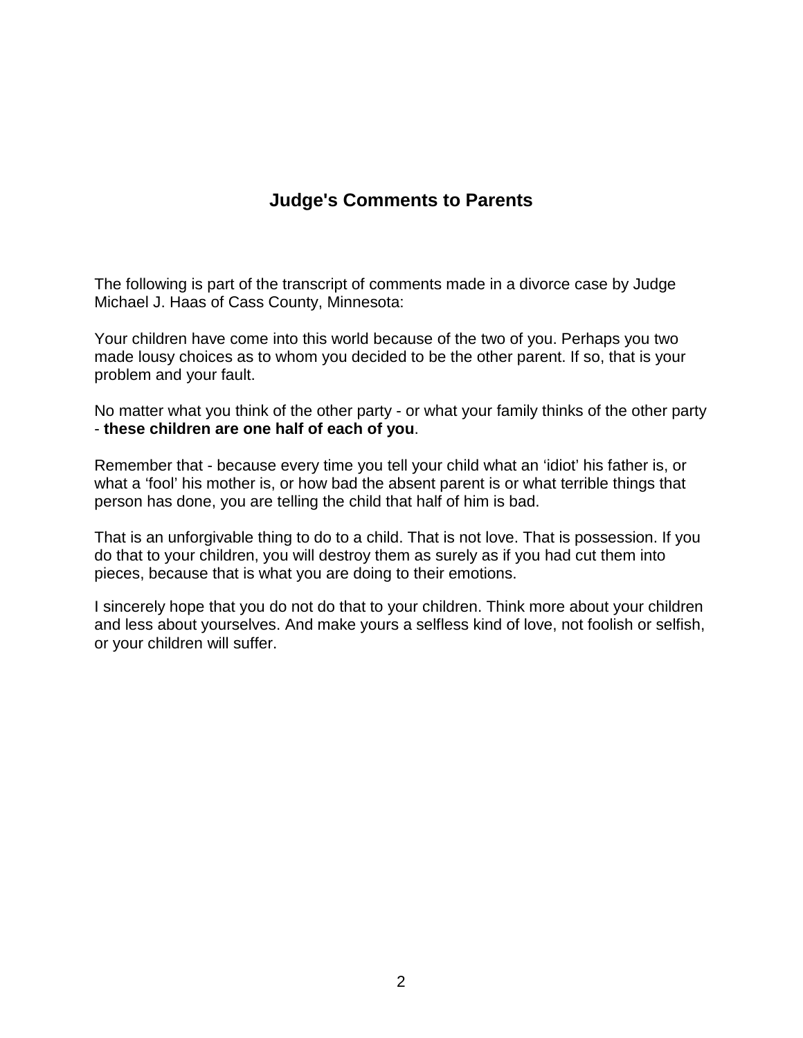# Judge's Comments to Parents

The following is part of the transcript of comments made in a divorce case by Judge Michael J. Haas of Cass County, Minnesota:

Your children have come into this world because of the two of you. Perhaps you two made lousy choices as to whom you decided to be the other parent. If so, that is your problem and your fault.

No matter what you think of the other party - or what your family thinks of the other party - **these children are one half of each of you**.

Remember that - because every time you tell your child what an 'idiot' his father is, or what a 'fool' his mother is, or how bad the absent parent is or what terrible things that person has done, you are telling the child that half of him is bad.

That is an unforgivable thing to do to a child. That is not love. That is possession. If you do that to your children, you will destroy them as surely as if you had cut them into pieces, because that is what you are doing to their emotions.

I sincerely hope that you do not do that to your children. Think more about your children and less about yourselves. And make yours a selfless kind of love, not foolish or selfish, or your children will suffer.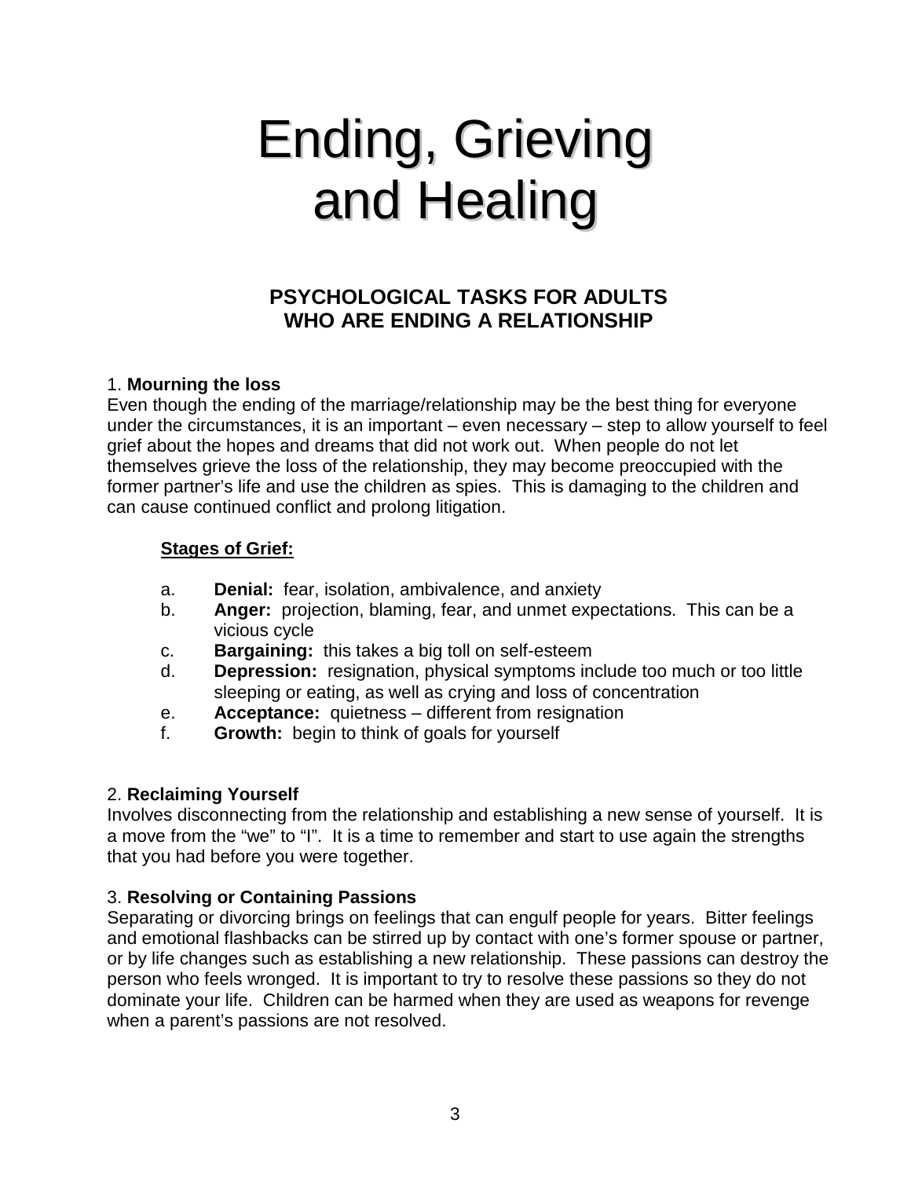# Ending, Grieving and Healing

## PSYCHOLOGICAL TASKS FOR ADULTS WHO ARE ENDING A RELATIONSHIP

1. **Mourning the loss**
Even though the ending of the marriage/relationship may be the best thing for everyone under the circumstances, it is an important – even necessary – step to allow yourself to feel grief about the hopes and dreams that did not work out. When people do not let themselves grieve the loss of the relationship, they may become preoccupied with the former partner's life and use the children as spies. This is damaging to the children and can cause continued conflict and prolong litigation.

**Stages of Grief:**

a. **Denial:** fear, isolation, ambivalence, and anxiety
b. **Anger:** projection, blaming, fear, and unmet expectations. This can be a vicious cycle
c. **Bargaining:** this takes a big toll on self-esteem
d. **Depression:** resignation, physical symptoms include too much or too little sleeping or eating, as well as crying and loss of concentration
e. **Acceptance:** quietness – different from resignation
f. **Growth:** begin to think of goals for yourself

2. **Reclaiming Yourself**
Involves disconnecting from the relationship and establishing a new sense of yourself. It is a move from the "we" to "I". It is a time to remember and start to use again the strengths that you had before you were together.

3. **Resolving or Containing Passions**
Separating or divorcing brings on feelings that can engulf people for years. Bitter feelings and emotional flashbacks can be stirred up by contact with one's former spouse or partner, or by life changes such as establishing a new relationship. These passions can destroy the person who feels wronged. It is important to try to resolve these passions so they do not dominate your life. Children can be harmed when they are used as weapons for revenge when a parent's passions are not resolved.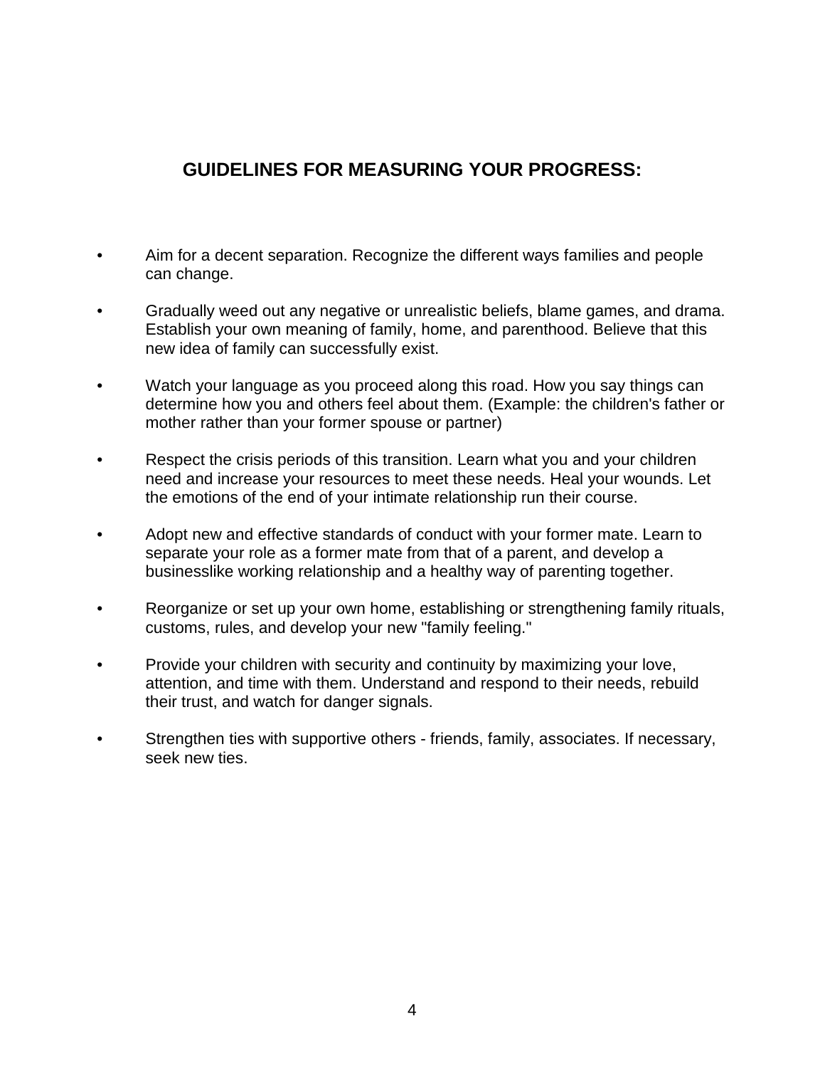## GUIDELINES FOR MEASURING YOUR PROGRESS:

- Aim for a decent separation. Recognize the different ways families and people can change.
- Gradually weed out any negative or unrealistic beliefs, blame games, and drama. Establish your own meaning of family, home, and parenthood. Believe that this new idea of family can successfully exist.
- Watch your language as you proceed along this road. How you say things can determine how you and others feel about them. (Example: the children's father or mother rather than your former spouse or partner)
- Respect the crisis periods of this transition. Learn what you and your children need and increase your resources to meet these needs. Heal your wounds. Let the emotions of the end of your intimate relationship run their course.
- Adopt new and effective standards of conduct with your former mate. Learn to separate your role as a former mate from that of a parent, and develop a businesslike working relationship and a healthy way of parenting together.
- Reorganize or set up your own home, establishing or strengthening family rituals, customs, rules, and develop your new "family feeling."
- Provide your children with security and continuity by maximizing your love, attention, and time with them. Understand and respond to their needs, rebuild their trust, and watch for danger signals.
- Strengthen ties with supportive others - friends, family, associates. If necessary, seek new ties.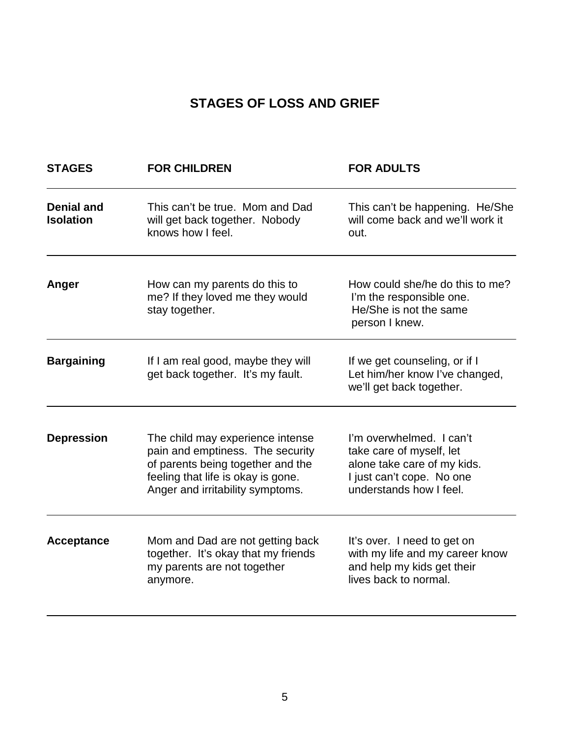## STAGES OF LOSS AND GRIEF

| STAGES | FOR CHILDREN | FOR ADULTS |
|---|---|---|
| **Denial and Isolation** | This can't be true. Mom and Dad will get back together. Nobody knows how I feel. | This can't be happening. He/She will come back and we'll work it out. |
| **Anger** | How can my parents do this to me? If they loved me they would stay together. | How could she/he do this to me? I'm the responsible one. He/She is not the same person I knew. |
| **Bargaining** | If I am real good, maybe they will get back together. It's my fault. | If we get counseling, or if I Let him/her know I've changed, we'll get back together. |
| **Depression** | The child may experience intense pain and emptiness. The security of parents being together and the feeling that life is okay is gone. Anger and irritability symptoms. | I'm overwhelmed. I can't take care of myself, let alone take care of my kids. I just can't cope. No one understands how I feel. |
| **Acceptance** | Mom and Dad are not getting back together. It's okay that my friends my parents are not together anymore. | It's over. I need to get on with my life and my career know and help my kids get their lives back to normal. |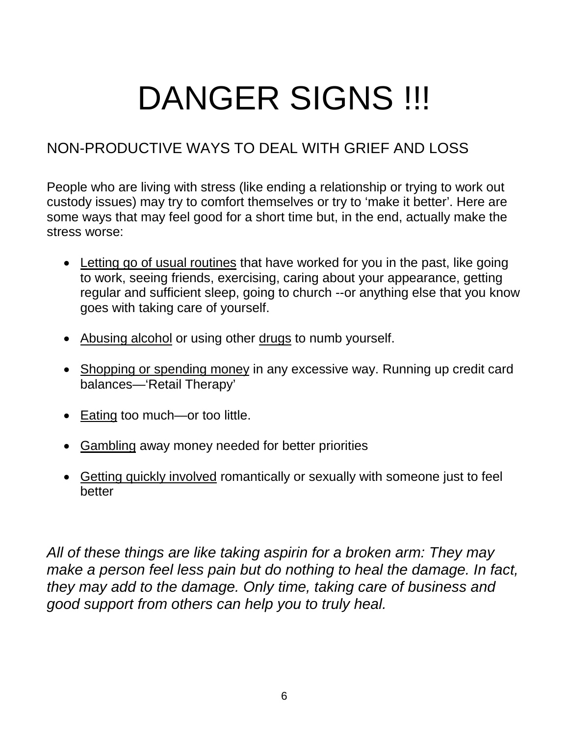# DANGER SIGNS !!!

## NON-PRODUCTIVE WAYS TO DEAL WITH GRIEF AND LOSS

People who are living with stress (like ending a relationship or trying to work out custody issues) may try to comfort themselves or try to 'make it better'. Here are some ways that may feel good for a short time but, in the end, actually make the stress worse:

- <u>Letting go of usual routines</u> that have worked for you in the past, like going to work, seeing friends, exercising, caring about your appearance, getting regular and sufficient sleep, going to church --or anything else that you know goes with taking care of yourself.
- <u>Abusing alcohol</u> or using other <u>drugs</u> to numb yourself.
- <u>Shopping or spending money</u> in any excessive way. Running up credit card balances—'Retail Therapy'
- <u>Eating</u> too much—or too little.
- <u>Gambling</u> away money needed for better priorities
- <u>Getting quickly involved</u> romantically or sexually with someone just to feel better

*All of these things are like taking aspirin for a broken arm: They may make a person feel less pain but do nothing to heal the damage. In fact, they may add to the damage. Only time, taking care of business and good support from others can help you to truly heal.*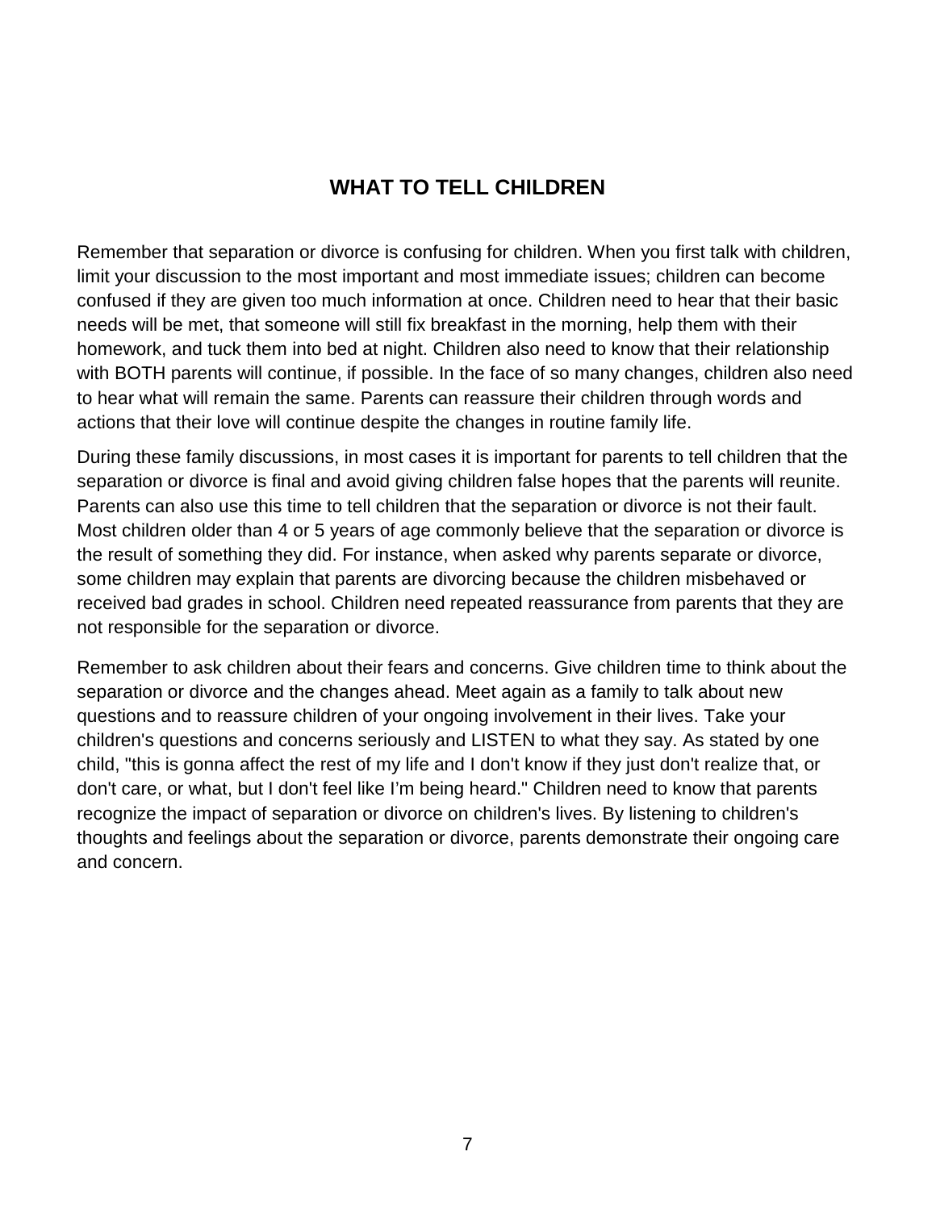## WHAT TO TELL CHILDREN

Remember that separation or divorce is confusing for children. When you first talk with children, limit your discussion to the most important and most immediate issues; children can become confused if they are given too much information at once. Children need to hear that their basic needs will be met, that someone will still fix breakfast in the morning, help them with their homework, and tuck them into bed at night. Children also need to know that their relationship with BOTH parents will continue, if possible. In the face of so many changes, children also need to hear what will remain the same. Parents can reassure their children through words and actions that their love will continue despite the changes in routine family life.

During these family discussions, in most cases it is important for parents to tell children that the separation or divorce is final and avoid giving children false hopes that the parents will reunite. Parents can also use this time to tell children that the separation or divorce is not their fault. Most children older than 4 or 5 years of age commonly believe that the separation or divorce is the result of something they did. For instance, when asked why parents separate or divorce, some children may explain that parents are divorcing because the children misbehaved or received bad grades in school. Children need repeated reassurance from parents that they are not responsible for the separation or divorce.

Remember to ask children about their fears and concerns. Give children time to think about the separation or divorce and the changes ahead. Meet again as a family to talk about new questions and to reassure children of your ongoing involvement in their lives. Take your children's questions and concerns seriously and LISTEN to what they say. As stated by one child, "this is gonna affect the rest of my life and I don't know if they just don't realize that, or don't care, or what, but I don't feel like I'm being heard." Children need to know that parents recognize the impact of separation or divorce on children's lives. By listening to children's thoughts and feelings about the separation or divorce, parents demonstrate their ongoing care and concern.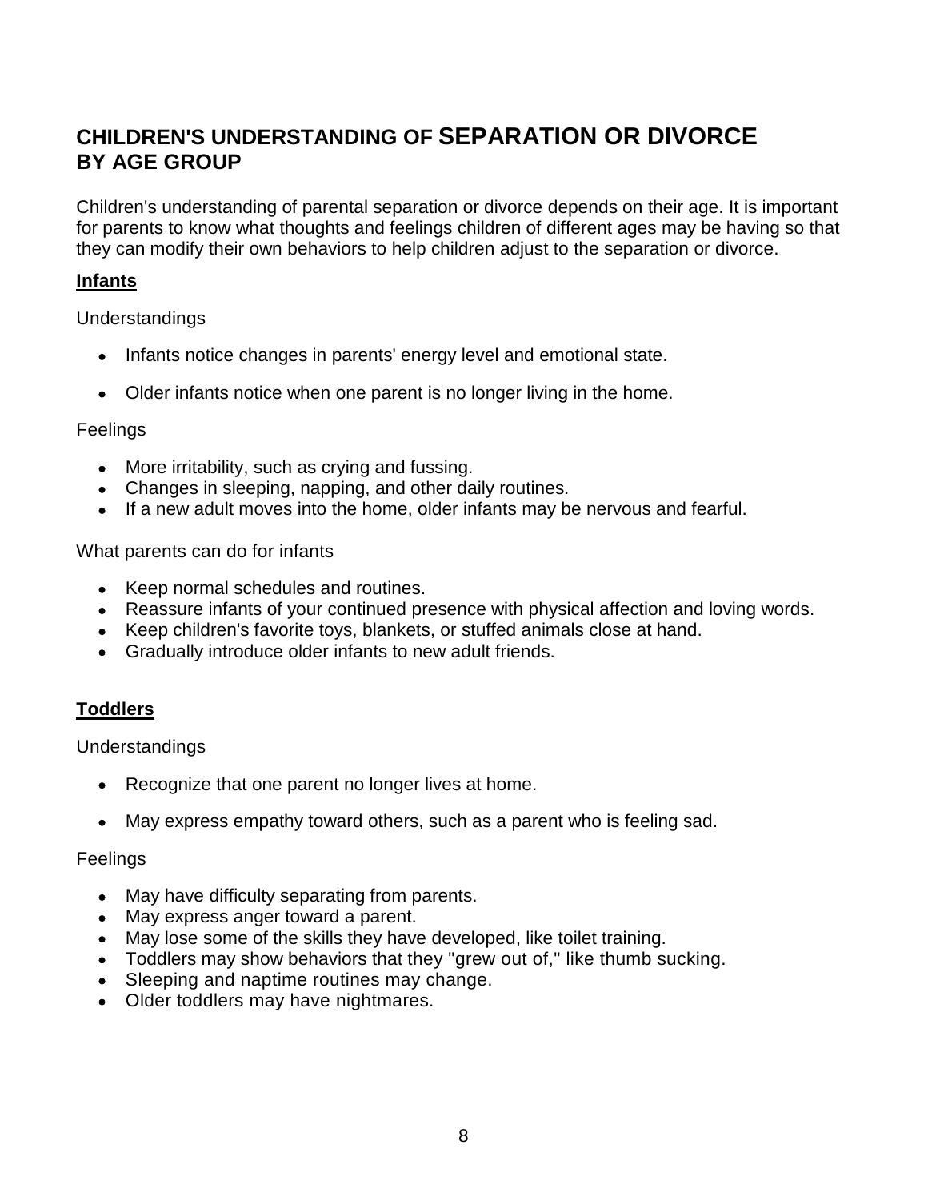## CHILDREN'S UNDERSTANDING OF SEPARATION OR DIVORCE BY AGE GROUP

Children's understanding of parental separation or divorce depends on their age. It is important for parents to know what thoughts and feelings children of different ages may be having so that they can modify their own behaviors to help children adjust to the separation or divorce.

### Infants

Understandings

- Infants notice changes in parents' energy level and emotional state.
- Older infants notice when one parent is no longer living in the home.

Feelings

- More irritability, such as crying and fussing.
- Changes in sleeping, napping, and other daily routines.
- If a new adult moves into the home, older infants may be nervous and fearful.

What parents can do for infants

- Keep normal schedules and routines.
- Reassure infants of your continued presence with physical affection and loving words.
- Keep children's favorite toys, blankets, or stuffed animals close at hand.
- Gradually introduce older infants to new adult friends.

### Toddlers

Understandings

- Recognize that one parent no longer lives at home.
- May express empathy toward others, such as a parent who is feeling sad.

Feelings

- May have difficulty separating from parents.
- May express anger toward a parent.
- May lose some of the skills they have developed, like toilet training.
- Toddlers may show behaviors that they "grew out of," like thumb sucking.
- Sleeping and naptime routines may change.
- Older toddlers may have nightmares.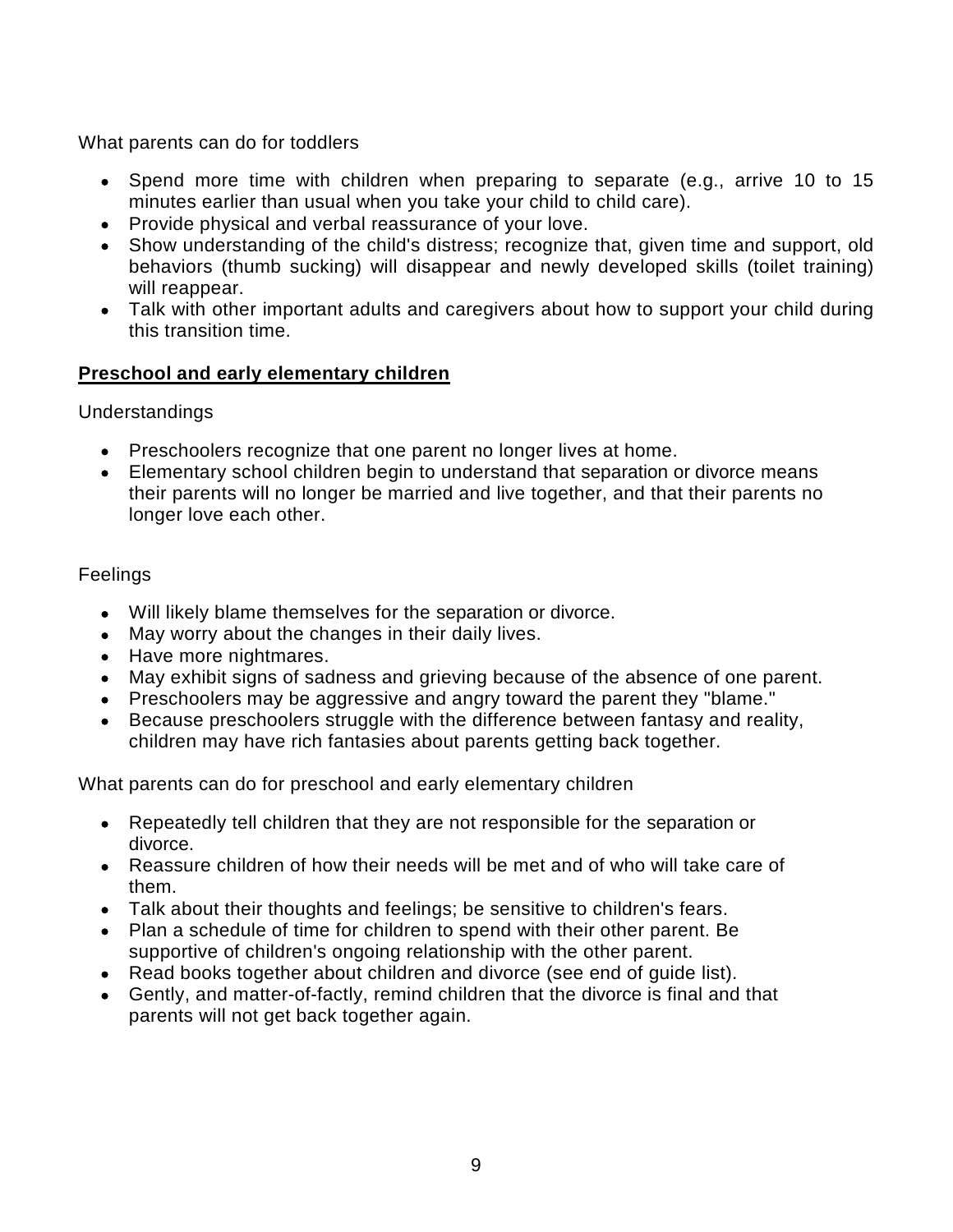What parents can do for toddlers

- Spend more time with children when preparing to separate (e.g., arrive 10 to 15 minutes earlier than usual when you take your child to child care).
- Provide physical and verbal reassurance of your love.
- Show understanding of the child's distress; recognize that, given time and support, old behaviors (thumb sucking) will disappear and newly developed skills (toilet training) will reappear.
- Talk with other important adults and caregivers about how to support your child during this transition time.

**Preschool and early elementary children**

Understandings

- Preschoolers recognize that one parent no longer lives at home.
- Elementary school children begin to understand that separation or divorce means their parents will no longer be married and live together, and that their parents no longer love each other.

Feelings

- Will likely blame themselves for the separation or divorce.
- May worry about the changes in their daily lives.
- Have more nightmares.
- May exhibit signs of sadness and grieving because of the absence of one parent.
- Preschoolers may be aggressive and angry toward the parent they "blame."
- Because preschoolers struggle with the difference between fantasy and reality, children may have rich fantasies about parents getting back together.

What parents can do for preschool and early elementary children

- Repeatedly tell children that they are not responsible for the separation or divorce.
- Reassure children of how their needs will be met and of who will take care of them.
- Talk about their thoughts and feelings; be sensitive to children's fears.
- Plan a schedule of time for children to spend with their other parent. Be supportive of children's ongoing relationship with the other parent.
- Read books together about children and divorce (see end of guide list).
- Gently, and matter-of-factly, remind children that the divorce is final and that parents will not get back together again.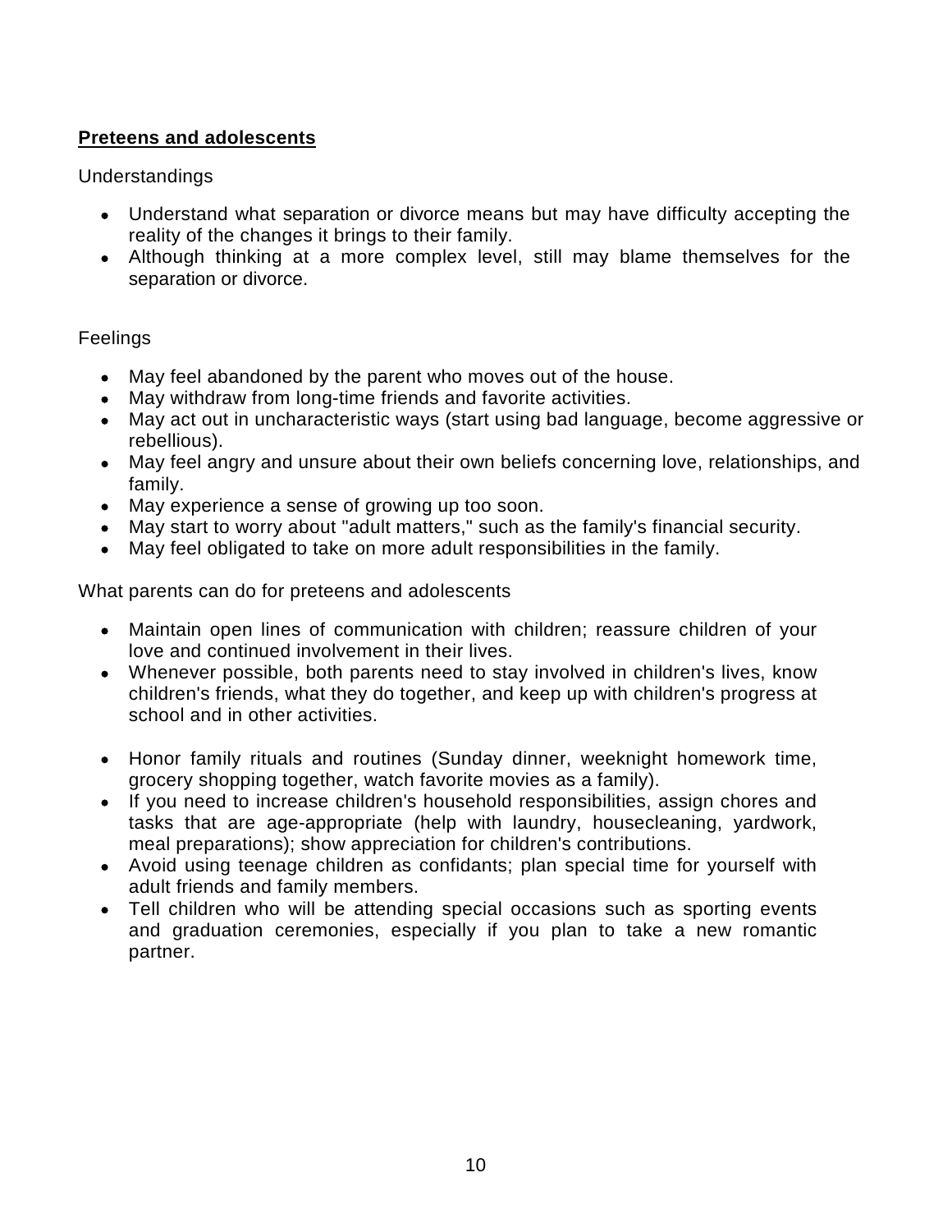## **Preteens and adolescents**

Understandings

- Understand what separation or divorce means but may have difficulty accepting the reality of the changes it brings to their family.
- Although thinking at a more complex level, still may blame themselves for the separation or divorce.

Feelings

- May feel abandoned by the parent who moves out of the house.
- May withdraw from long-time friends and favorite activities.
- May act out in uncharacteristic ways (start using bad language, become aggressive or rebellious).
- May feel angry and unsure about their own beliefs concerning love, relationships, and family.
- May experience a sense of growing up too soon.
- May start to worry about "adult matters," such as the family's financial security.
- May feel obligated to take on more adult responsibilities in the family.

What parents can do for preteens and adolescents

- Maintain open lines of communication with children; reassure children of your love and continued involvement in their lives.
- Whenever possible, both parents need to stay involved in children's lives, know children's friends, what they do together, and keep up with children's progress at school and in other activities.
- Honor family rituals and routines (Sunday dinner, weeknight homework time, grocery shopping together, watch favorite movies as a family).
- If you need to increase children's household responsibilities, assign chores and tasks that are age-appropriate (help with laundry, housecleaning, yardwork, meal preparations); show appreciation for children's contributions.
- Avoid using teenage children as confidants; plan special time for yourself with adult friends and family members.
- Tell children who will be attending special occasions such as sporting events and graduation ceremonies, especially if you plan to take a new romantic partner.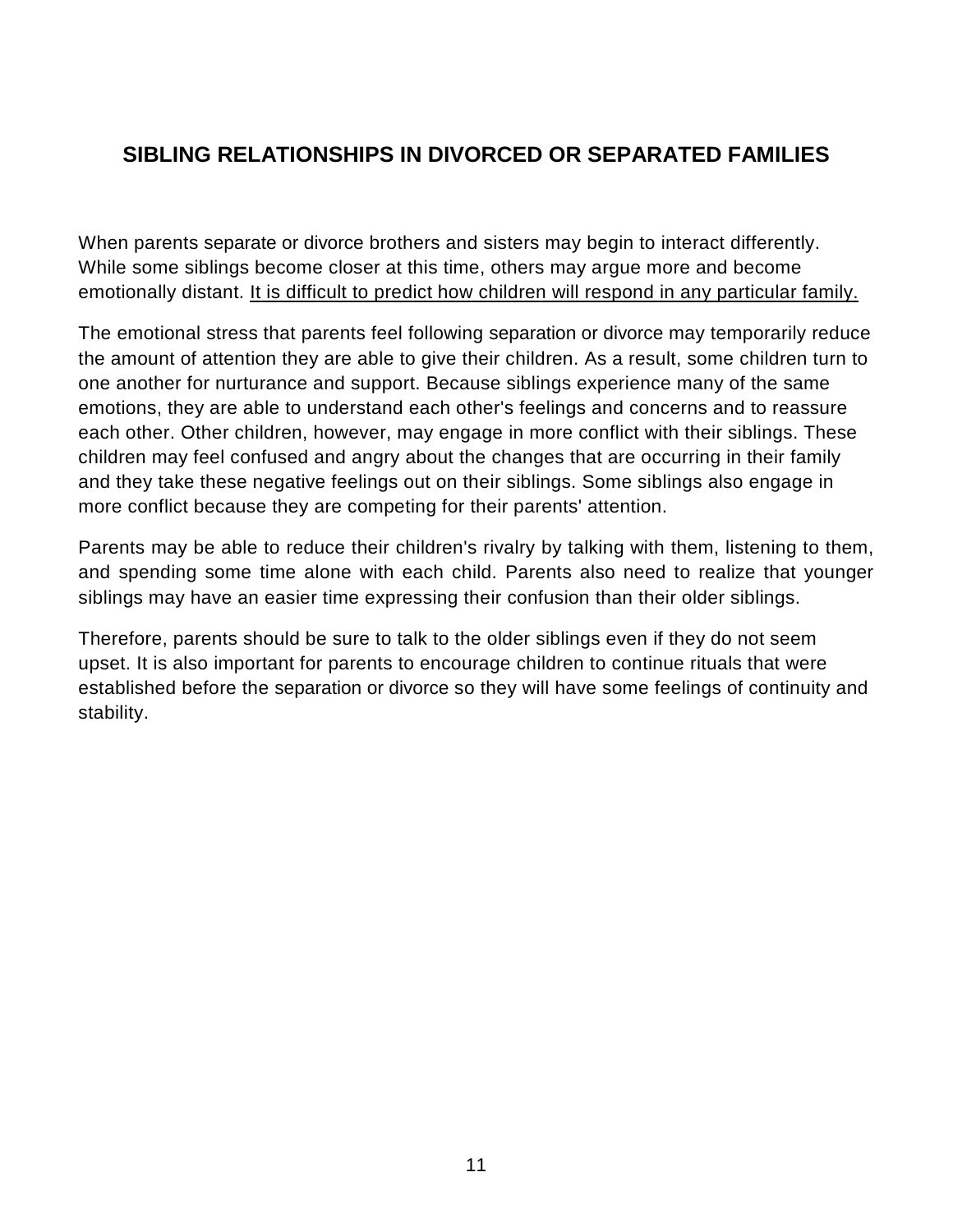## SIBLING RELATIONSHIPS IN DIVORCED OR SEPARATED FAMILIES

When parents separate or divorce brothers and sisters may begin to interact differently. While some siblings become closer at this time, others may argue more and become emotionally distant. <u>It is difficult to predict how children will respond in any particular family.</u>

The emotional stress that parents feel following separation or divorce may temporarily reduce the amount of attention they are able to give their children. As a result, some children turn to one another for nurturance and support. Because siblings experience many of the same emotions, they are able to understand each other's feelings and concerns and to reassure each other. Other children, however, may engage in more conflict with their siblings. These children may feel confused and angry about the changes that are occurring in their family and they take these negative feelings out on their siblings. Some siblings also engage in more conflict because they are competing for their parents' attention.

Parents may be able to reduce their children's rivalry by talking with them, listening to them, and spending some time alone with each child. Parents also need to realize that younger siblings may have an easier time expressing their confusion than their older siblings.

Therefore, parents should be sure to talk to the older siblings even if they do not seem upset. It is also important for parents to encourage children to continue rituals that were established before the separation or divorce so they will have some feelings of continuity and stability.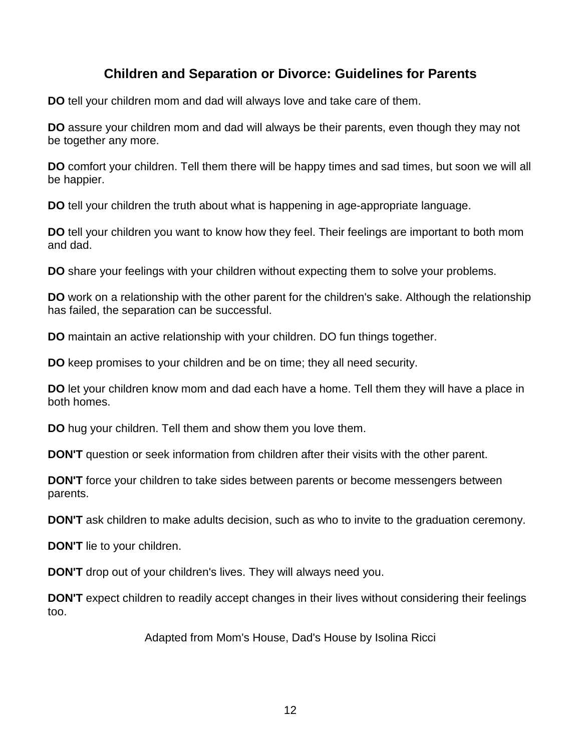## Children and Separation or Divorce: Guidelines for Parents

**DO** tell your children mom and dad will always love and take care of them.

**DO** assure your children mom and dad will always be their parents, even though they may not be together any more.

**DO** comfort your children. Tell them there will be happy times and sad times, but soon we will all be happier.

**DO** tell your children the truth about what is happening in age-appropriate language.

**DO** tell your children you want to know how they feel. Their feelings are important to both mom and dad.

**DO** share your feelings with your children without expecting them to solve your problems.

**DO** work on a relationship with the other parent for the children's sake. Although the relationship has failed, the separation can be successful.

**DO** maintain an active relationship with your children. DO fun things together.

**DO** keep promises to your children and be on time; they all need security.

**DO** let your children know mom and dad each have a home. Tell them they will have a place in both homes.

**DO** hug your children. Tell them and show them you love them.

**DON'T** question or seek information from children after their visits with the other parent.

**DON'T** force your children to take sides between parents or become messengers between parents.

**DON'T** ask children to make adults decision, such as who to invite to the graduation ceremony.

**DON'T** lie to your children.

**DON'T** drop out of your children's lives. They will always need you.

**DON'T** expect children to readily accept changes in their lives without considering their feelings too.

Adapted from Mom's House, Dad's House by Isolina Ricci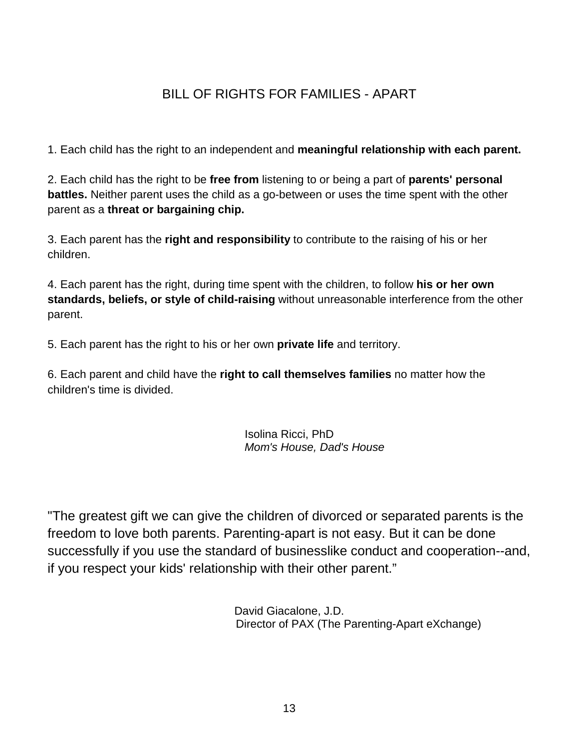# BILL OF RIGHTS FOR FAMILIES - APART

1. Each child has the right to an independent and **meaningful relationship with each parent.**

2. Each child has the right to be **free from** listening to or being a part of **parents' personal battles.** Neither parent uses the child as a go-between or uses the time spent with the other parent as a **threat or bargaining chip.**

3. Each parent has the **right and responsibility** to contribute to the raising of his or her children.

4. Each parent has the right, during time spent with the children, to follow **his or her own standards, beliefs, or style of child-raising** without unreasonable interference from the other parent.

5. Each parent has the right to his or her own **private life** and territory.

6. Each parent and child have the **right to call themselves families** no matter how the children's time is divided.

Isolina Ricci, PhD
*Mom's House, Dad's House*

"The greatest gift we can give the children of divorced or separated parents is the freedom to love both parents. Parenting-apart is not easy. But it can be done successfully if you use the standard of businesslike conduct and cooperation--and, if you respect your kids' relationship with their other parent."

David Giacalone, J.D.
Director of PAX (The Parenting-Apart eXchange)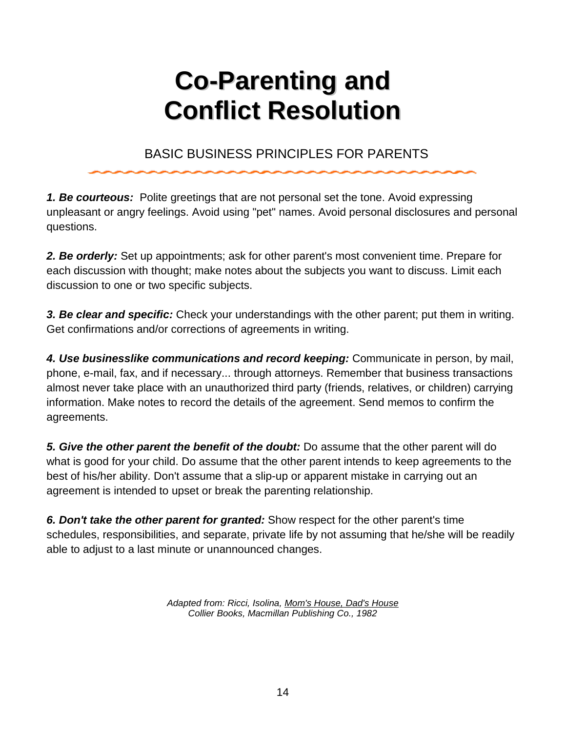# Co-Parenting and Conflict Resolution

## BASIC BUSINESS PRINCIPLES FOR PARENTS

***1. Be courteous:*** Polite greetings that are not personal set the tone. Avoid expressing unpleasant or angry feelings. Avoid using "pet" names. Avoid personal disclosures and personal questions.

***2. Be orderly:*** Set up appointments; ask for other parent's most convenient time. Prepare for each discussion with thought; make notes about the subjects you want to discuss. Limit each discussion to one or two specific subjects.

***3. Be clear and specific:*** Check your understandings with the other parent; put them in writing. Get confirmations and/or corrections of agreements in writing.

***4. Use businesslike communications and record keeping:*** Communicate in person, by mail, phone, e-mail, fax, and if necessary... through attorneys. Remember that business transactions almost never take place with an unauthorized third party (friends, relatives, or children) carrying information. Make notes to record the details of the agreement. Send memos to confirm the agreements.

***5. Give the other parent the benefit of the doubt:*** Do assume that the other parent will do what is good for your child. Do assume that the other parent intends to keep agreements to the best of his/her ability. Don't assume that a slip-up or apparent mistake in carrying out an agreement is intended to upset or break the parenting relationship.

***6. Don't take the other parent for granted:*** Show respect for the other parent's time schedules, responsibilities, and separate, private life by not assuming that he/she will be readily able to adjust to a last minute or unannounced changes.

*Adapted from: Ricci, Isolina, Mom's House, Dad's House*
*Collier Books, Macmillan Publishing Co., 1982*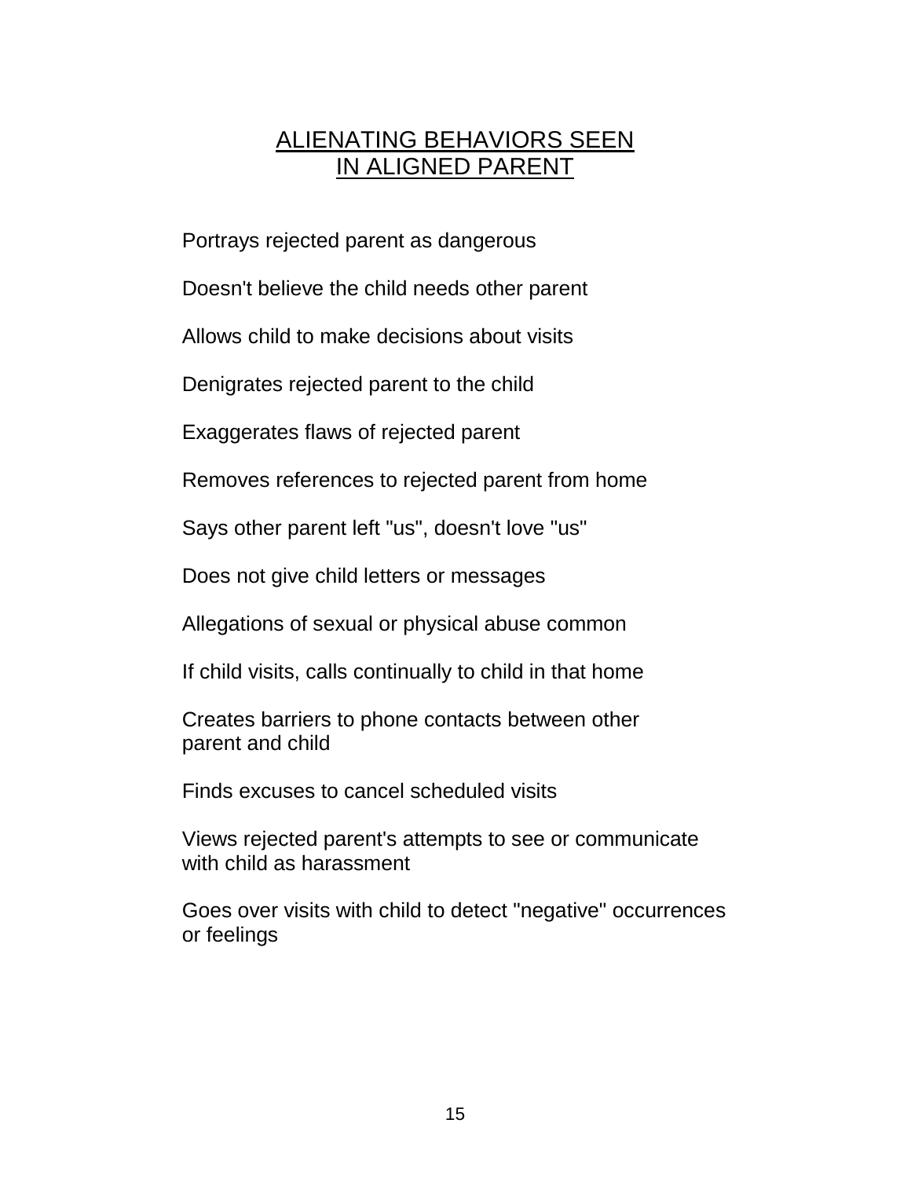## ALIENATING BEHAVIORS SEEN IN ALIGNED PARENT

Portrays rejected parent as dangerous

Doesn't believe the child needs other parent

Allows child to make decisions about visits

Denigrates rejected parent to the child

Exaggerates flaws of rejected parent

Removes references to rejected parent from home

Says other parent left "us", doesn't love "us"

Does not give child letters or messages

Allegations of sexual or physical abuse common

If child visits, calls continually to child in that home

Creates barriers to phone contacts between other parent and child

Finds excuses to cancel scheduled visits

Views rejected parent's attempts to see or communicate with child as harassment

Goes over visits with child to detect "negative" occurrences or feelings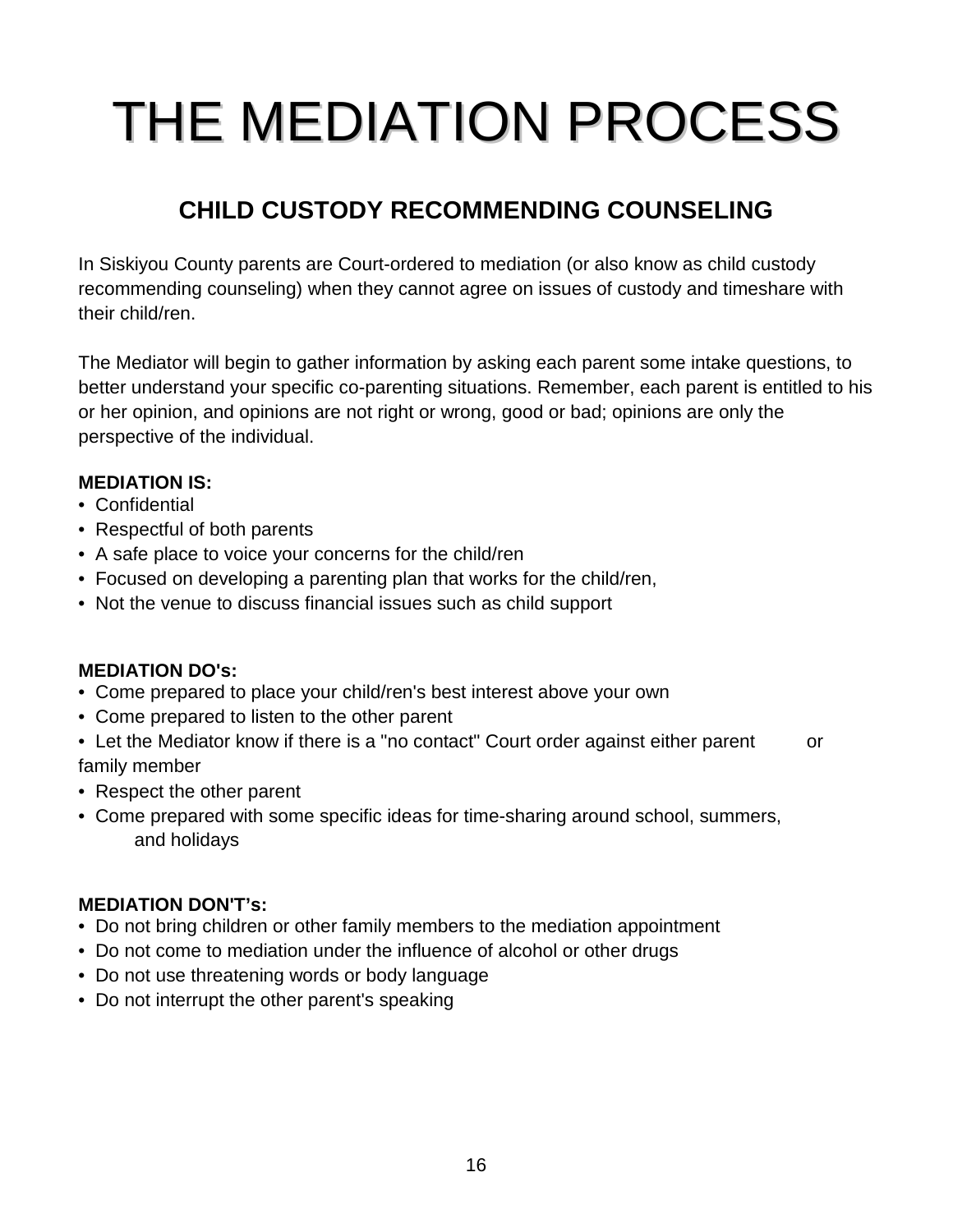# THE MEDIATION PROCESS

## CHILD CUSTODY RECOMMENDING COUNSELING

In Siskiyou County parents are Court-ordered to mediation (or also know as child custody recommending counseling) when they cannot agree on issues of custody and timeshare with their child/ren.

The Mediator will begin to gather information by asking each parent some intake questions, to better understand your specific co-parenting situations. Remember, each parent is entitled to his or her opinion, and opinions are not right or wrong, good or bad; opinions are only the perspective of the individual.

**MEDIATION IS:**

- Confidential
- Respectful of both parents
- A safe place to voice your concerns for the child/ren
- Focused on developing a parenting plan that works for the child/ren,
- Not the venue to discuss financial issues such as child support

**MEDIATION DO's:**

- Come prepared to place your child/ren's best interest above your own
- Come prepared to listen to the other parent
- Let the Mediator know if there is a "no contact" Court order against either parent or family member
- Respect the other parent
- Come prepared with some specific ideas for time-sharing around school, summers, and holidays

**MEDIATION DON'T's:**

- Do not bring children or other family members to the mediation appointment
- Do not come to mediation under the influence of alcohol or other drugs
- Do not use threatening words or body language
- Do not interrupt the other parent's speaking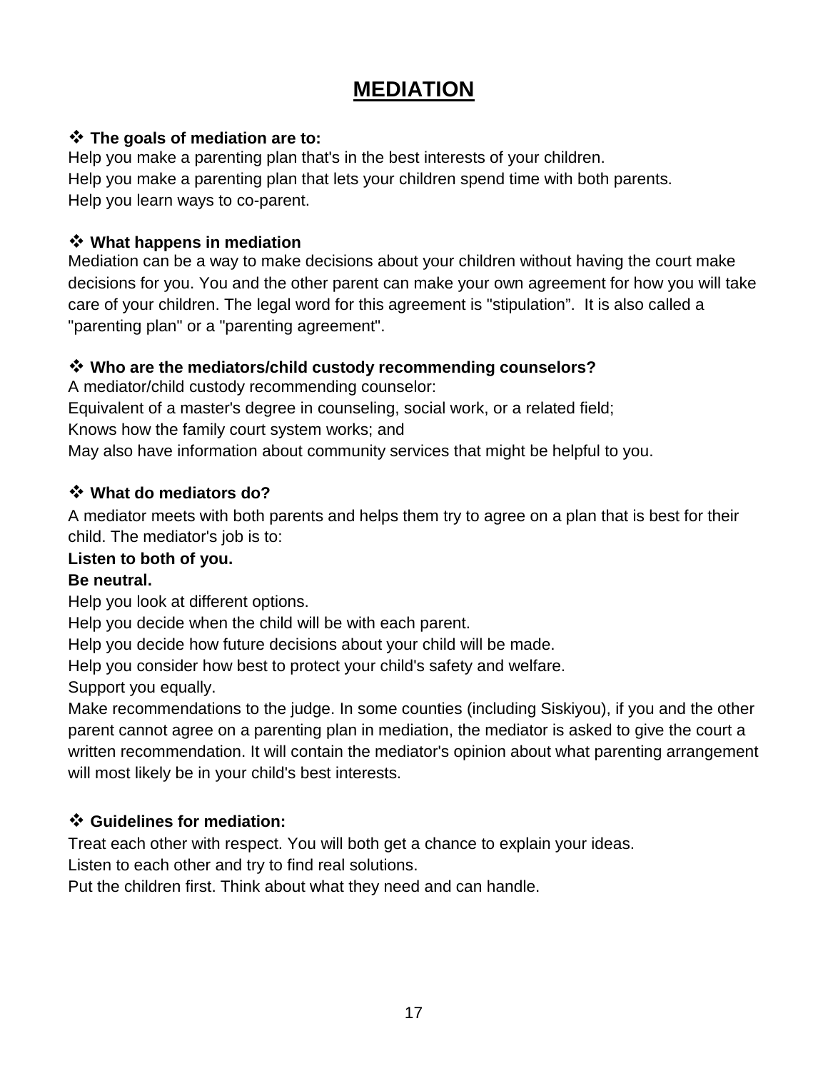# MEDIATION

- **The goals of mediation are to:**

Help you make a parenting plan that's in the best interests of your children.
Help you make a parenting plan that lets your children spend time with both parents.
Help you learn ways to co-parent.

- **What happens in mediation**

Mediation can be a way to make decisions about your children without having the court make decisions for you. You and the other parent can make your own agreement for how you will take care of your children. The legal word for this agreement is "stipulation". It is also called a "parenting plan" or a "parenting agreement".

- **Who are the mediators/child custody recommending counselors?**

A mediator/child custody recommending counselor:
Equivalent of a master's degree in counseling, social work, or a related field;
Knows how the family court system works; and
May also have information about community services that might be helpful to you.

- **What do mediators do?**

A mediator meets with both parents and helps them try to agree on a plan that is best for their child. The mediator's job is to:

**Listen to both of you.**
**Be neutral.**
Help you look at different options.
Help you decide when the child will be with each parent.
Help you decide how future decisions about your child will be made.
Help you consider how best to protect your child's safety and welfare.
Support you equally.
Make recommendations to the judge. In some counties (including Siskiyou), if you and the other parent cannot agree on a parenting plan in mediation, the mediator is asked to give the court a written recommendation. It will contain the mediator's opinion about what parenting arrangement will most likely be in your child's best interests.

- **Guidelines for mediation:**

Treat each other with respect. You will both get a chance to explain your ideas.
Listen to each other and try to find real solutions.
Put the children first. Think about what they need and can handle.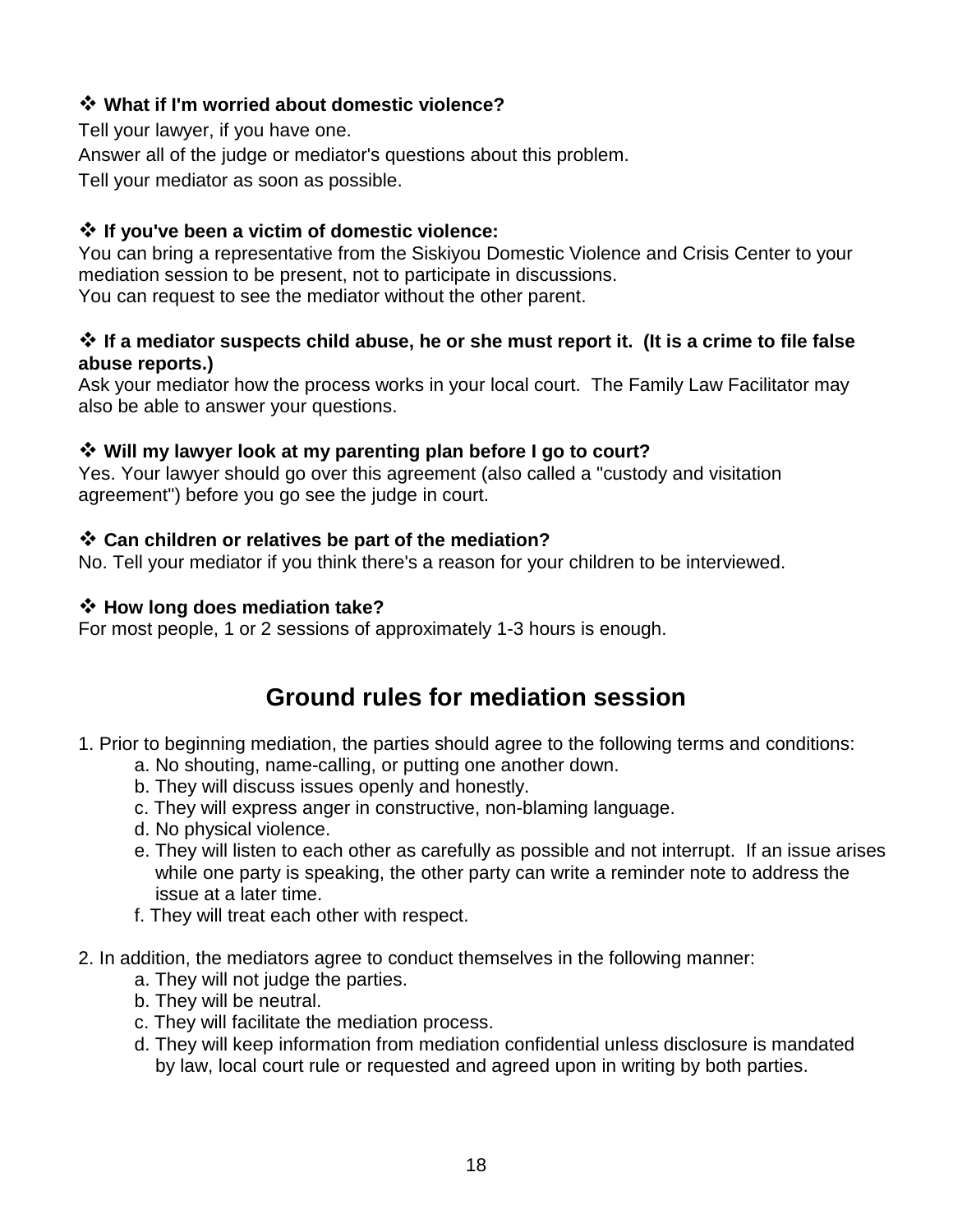❖ **What if I'm worried about domestic violence?**

Tell your lawyer, if you have one.

Answer all of the judge or mediator's questions about this problem.

Tell your mediator as soon as possible.

❖ **If you've been a victim of domestic violence:**

You can bring a representative from the Siskiyou Domestic Violence and Crisis Center to your mediation session to be present, not to participate in discussions.

You can request to see the mediator without the other parent.

❖ **If a mediator suspects child abuse, he or she must report it. (It is a crime to file false abuse reports.)**

Ask your mediator how the process works in your local court. The Family Law Facilitator may also be able to answer your questions.

❖ **Will my lawyer look at my parenting plan before I go to court?**

Yes. Your lawyer should go over this agreement (also called a "custody and visitation agreement") before you go see the judge in court.

❖ **Can children or relatives be part of the mediation?**

No. Tell your mediator if you think there's a reason for your children to be interviewed.

❖ **How long does mediation take?**

For most people, 1 or 2 sessions of approximately 1-3 hours is enough.

## Ground rules for mediation session

1. Prior to beginning mediation, the parties should agree to the following terms and conditions:
   a. No shouting, name-calling, or putting one another down.
   b. They will discuss issues openly and honestly.
   c. They will express anger in constructive, non-blaming language.
   d. No physical violence.
   e. They will listen to each other as carefully as possible and not interrupt. If an issue arises while one party is speaking, the other party can write a reminder note to address the issue at a later time.
   f. They will treat each other with respect.

2. In addition, the mediators agree to conduct themselves in the following manner:
   a. They will not judge the parties.
   b. They will be neutral.
   c. They will facilitate the mediation process.
   d. They will keep information from mediation confidential unless disclosure is mandated by law, local court rule or requested and agreed upon in writing by both parties.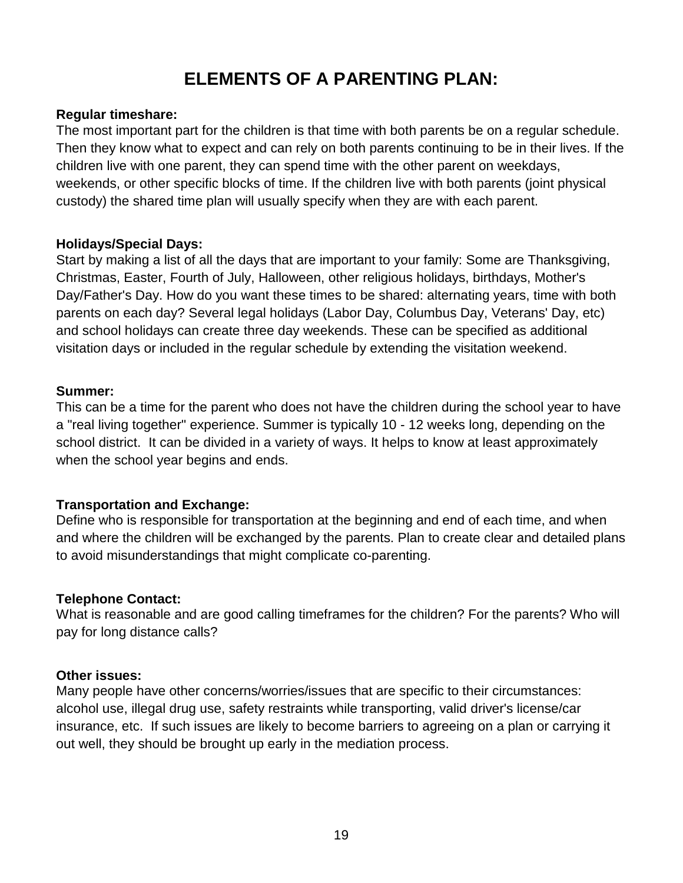# ELEMENTS OF A PARENTING PLAN:

**Regular timeshare:**
The most important part for the children is that time with both parents be on a regular schedule. Then they know what to expect and can rely on both parents continuing to be in their lives. If the children live with one parent, they can spend time with the other parent on weekdays, weekends, or other specific blocks of time. If the children live with both parents (joint physical custody) the shared time plan will usually specify when they are with each parent.

**Holidays/Special Days:**
Start by making a list of all the days that are important to your family: Some are Thanksgiving, Christmas, Easter, Fourth of July, Halloween, other religious holidays, birthdays, Mother's Day/Father's Day. How do you want these times to be shared: alternating years, time with both parents on each day? Several legal holidays (Labor Day, Columbus Day, Veterans' Day, etc) and school holidays can create three day weekends. These can be specified as additional visitation days or included in the regular schedule by extending the visitation weekend.

**Summer:**
This can be a time for the parent who does not have the children during the school year to have a "real living together" experience. Summer is typically 10 - 12 weeks long, depending on the school district. It can be divided in a variety of ways. It helps to know at least approximately when the school year begins and ends.

**Transportation and Exchange:**
Define who is responsible for transportation at the beginning and end of each time, and when and where the children will be exchanged by the parents. Plan to create clear and detailed plans to avoid misunderstandings that might complicate co-parenting.

**Telephone Contact:**
What is reasonable and are good calling timeframes for the children? For the parents? Who will pay for long distance calls?

**Other issues:**
Many people have other concerns/worries/issues that are specific to their circumstances: alcohol use, illegal drug use, safety restraints while transporting, valid driver's license/car insurance, etc. If such issues are likely to become barriers to agreeing on a plan or carrying it out well, they should be brought up early in the mediation process.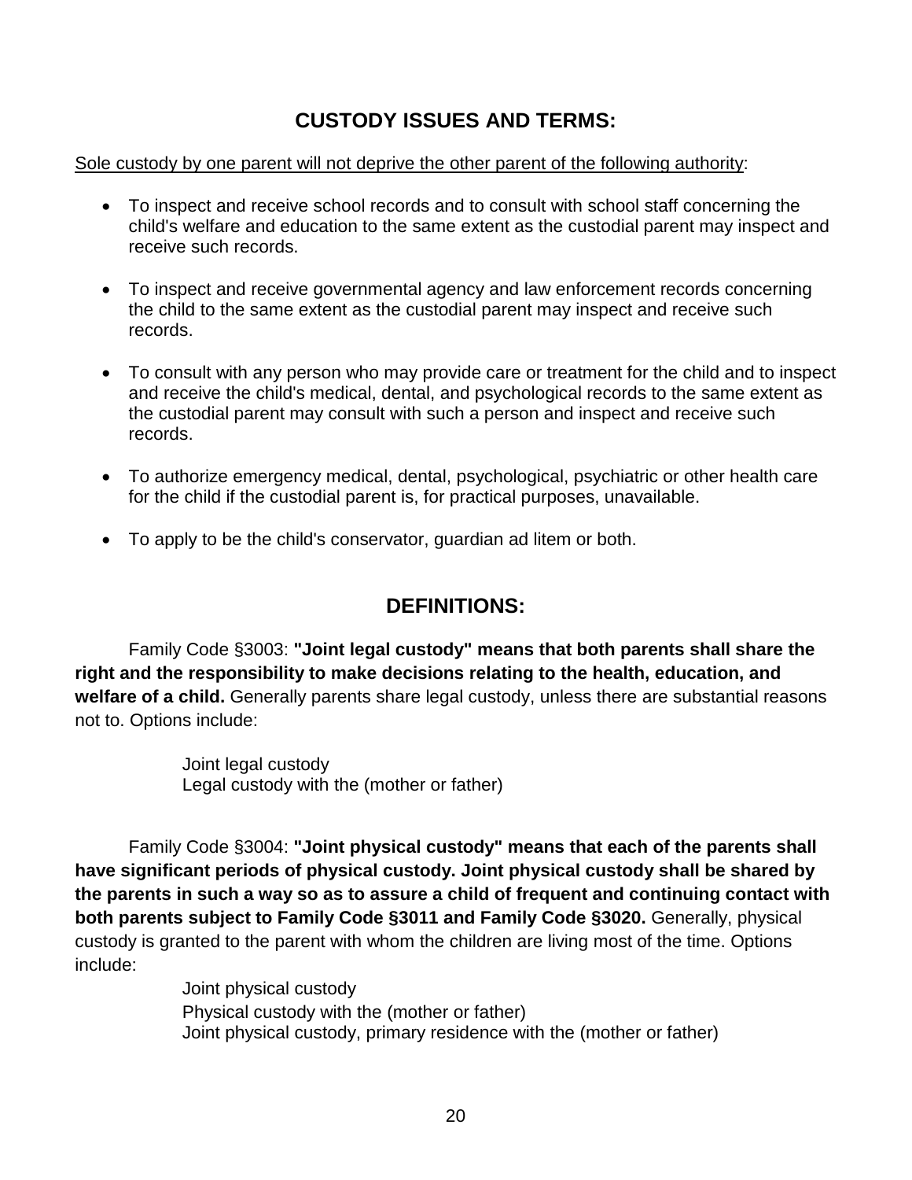## CUSTODY ISSUES AND TERMS:

<u>Sole custody by one parent will not deprive the other parent of the following authority</u>:

- To inspect and receive school records and to consult with school staff concerning the child's welfare and education to the same extent as the custodial parent may inspect and receive such records.
- To inspect and receive governmental agency and law enforcement records concerning the child to the same extent as the custodial parent may inspect and receive such records.
- To consult with any person who may provide care or treatment for the child and to inspect and receive the child's medical, dental, and psychological records to the same extent as the custodial parent may consult with such a person and inspect and receive such records.
- To authorize emergency medical, dental, psychological, psychiatric or other health care for the child if the custodial parent is, for practical purposes, unavailable.
- To apply to be the child's conservator, guardian ad litem or both.

## DEFINITIONS:

Family Code §3003: **"Joint legal custody" means that both parents shall share the right and the responsibility to make decisions relating to the health, education, and welfare of a child.** Generally parents share legal custody, unless there are substantial reasons not to. Options include:

Joint legal custody
Legal custody with the (mother or father)

Family Code §3004: **"Joint physical custody" means that each of the parents shall have significant periods of physical custody. Joint physical custody shall be shared by the parents in such a way so as to assure a child of frequent and continuing contact with both parents subject to Family Code §3011 and Family Code §3020.** Generally, physical custody is granted to the parent with whom the children are living most of the time. Options include:

Joint physical custody
Physical custody with the (mother or father)
Joint physical custody, primary residence with the (mother or father)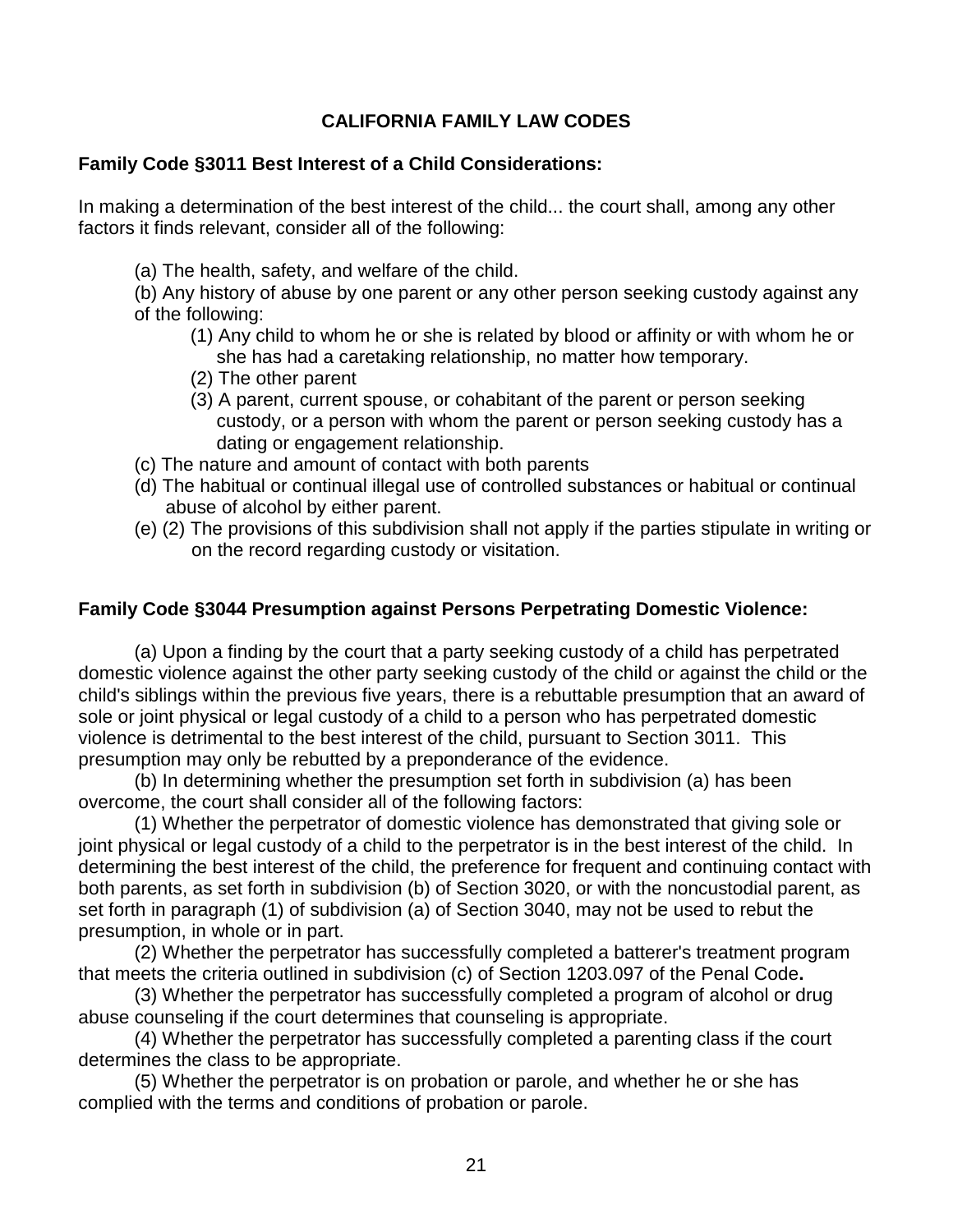# CALIFORNIA FAMILY LAW CODES

## Family Code §3011 Best Interest of a Child Considerations:

In making a determination of the best interest of the child... the court shall, among any other factors it finds relevant, consider all of the following:

(a) The health, safety, and welfare of the child.

(b) Any history of abuse by one parent or any other person seeking custody against any of the following:

(1) Any child to whom he or she is related by blood or affinity or with whom he or she has had a caretaking relationship, no matter how temporary.

(2) The other parent

(3) A parent, current spouse, or cohabitant of the parent or person seeking custody, or a person with whom the parent or person seeking custody has a dating or engagement relationship.

(c) The nature and amount of contact with both parents

(d) The habitual or continual illegal use of controlled substances or habitual or continual abuse of alcohol by either parent.

(e) (2) The provisions of this subdivision shall not apply if the parties stipulate in writing or on the record regarding custody or visitation.

## Family Code §3044 Presumption against Persons Perpetrating Domestic Violence:

(a) Upon a finding by the court that a party seeking custody of a child has perpetrated domestic violence against the other party seeking custody of the child or against the child or the child's siblings within the previous five years, there is a rebuttable presumption that an award of sole or joint physical or legal custody of a child to a person who has perpetrated domestic violence is detrimental to the best interest of the child, pursuant to Section 3011. This presumption may only be rebutted by a preponderance of the evidence.

(b) In determining whether the presumption set forth in subdivision (a) has been overcome, the court shall consider all of the following factors:

(1) Whether the perpetrator of domestic violence has demonstrated that giving sole or joint physical or legal custody of a child to the perpetrator is in the best interest of the child. In determining the best interest of the child, the preference for frequent and continuing contact with both parents, as set forth in subdivision (b) of Section 3020, or with the noncustodial parent, as set forth in paragraph (1) of subdivision (a) of Section 3040, may not be used to rebut the presumption, in whole or in part.

(2) Whether the perpetrator has successfully completed a batterer's treatment program that meets the criteria outlined in subdivision (c) of Section 1203.097 of the Penal Code**.**

(3) Whether the perpetrator has successfully completed a program of alcohol or drug abuse counseling if the court determines that counseling is appropriate.

(4) Whether the perpetrator has successfully completed a parenting class if the court determines the class to be appropriate.

(5) Whether the perpetrator is on probation or parole, and whether he or she has complied with the terms and conditions of probation or parole.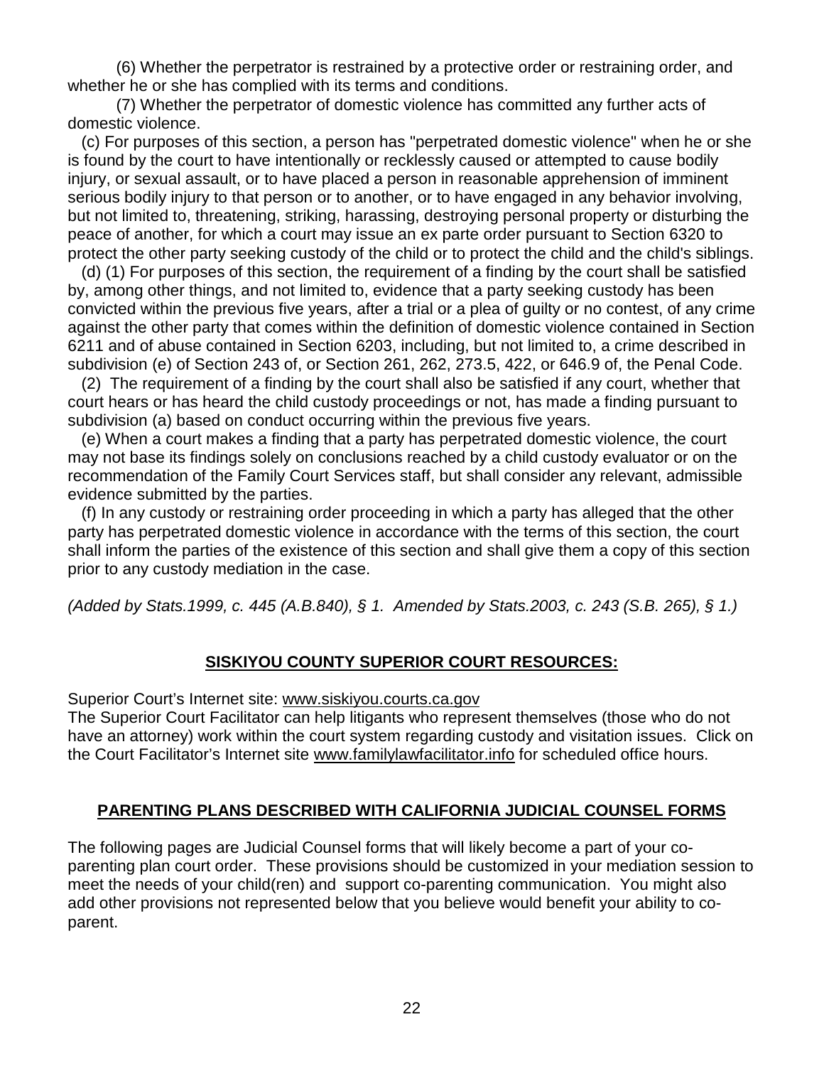(6) Whether the perpetrator is restrained by a protective order or restraining order, and whether he or she has complied with its terms and conditions.

(7) Whether the perpetrator of domestic violence has committed any further acts of domestic violence.

(c) For purposes of this section, a person has "perpetrated domestic violence" when he or she is found by the court to have intentionally or recklessly caused or attempted to cause bodily injury, or sexual assault, or to have placed a person in reasonable apprehension of imminent serious bodily injury to that person or to another, or to have engaged in any behavior involving, but not limited to, threatening, striking, harassing, destroying personal property or disturbing the peace of another, for which a court may issue an ex parte order pursuant to Section 6320 to protect the other party seeking custody of the child or to protect the child and the child's siblings.

(d) (1) For purposes of this section, the requirement of a finding by the court shall be satisfied by, among other things, and not limited to, evidence that a party seeking custody has been convicted within the previous five years, after a trial or a plea of guilty or no contest, of any crime against the other party that comes within the definition of domestic violence contained in Section 6211 and of abuse contained in Section 6203, including, but not limited to, a crime described in subdivision (e) of Section 243 of, or Section 261, 262, 273.5, 422, or 646.9 of, the Penal Code.

(2) The requirement of a finding by the court shall also be satisfied if any court, whether that court hears or has heard the child custody proceedings or not, has made a finding pursuant to subdivision (a) based on conduct occurring within the previous five years.

(e) When a court makes a finding that a party has perpetrated domestic violence, the court may not base its findings solely on conclusions reached by a child custody evaluator or on the recommendation of the Family Court Services staff, but shall consider any relevant, admissible evidence submitted by the parties.

(f) In any custody or restraining order proceeding in which a party has alleged that the other party has perpetrated domestic violence in accordance with the terms of this section, the court shall inform the parties of the existence of this section and shall give them a copy of this section prior to any custody mediation in the case.

*(Added by Stats.1999, c. 445 (A.B.840), § 1. Amended by Stats.2003, c. 243 (S.B. 265), § 1.)*

## SISKIYOU COUNTY SUPERIOR COURT RESOURCES:

Superior Court's Internet site: www.siskiyou.courts.ca.gov
The Superior Court Facilitator can help litigants who represent themselves (those who do not have an attorney) work within the court system regarding custody and visitation issues. Click on the Court Facilitator's Internet site www.familylawfacilitator.info for scheduled office hours.

## PARENTING PLANS DESCRIBED WITH CALIFORNIA JUDICIAL COUNSEL FORMS

The following pages are Judicial Counsel forms that will likely become a part of your co-parenting plan court order. These provisions should be customized in your mediation session to meet the needs of your child(ren) and support co-parenting communication. You might also add other provisions not represented below that you believe would benefit your ability to co-parent.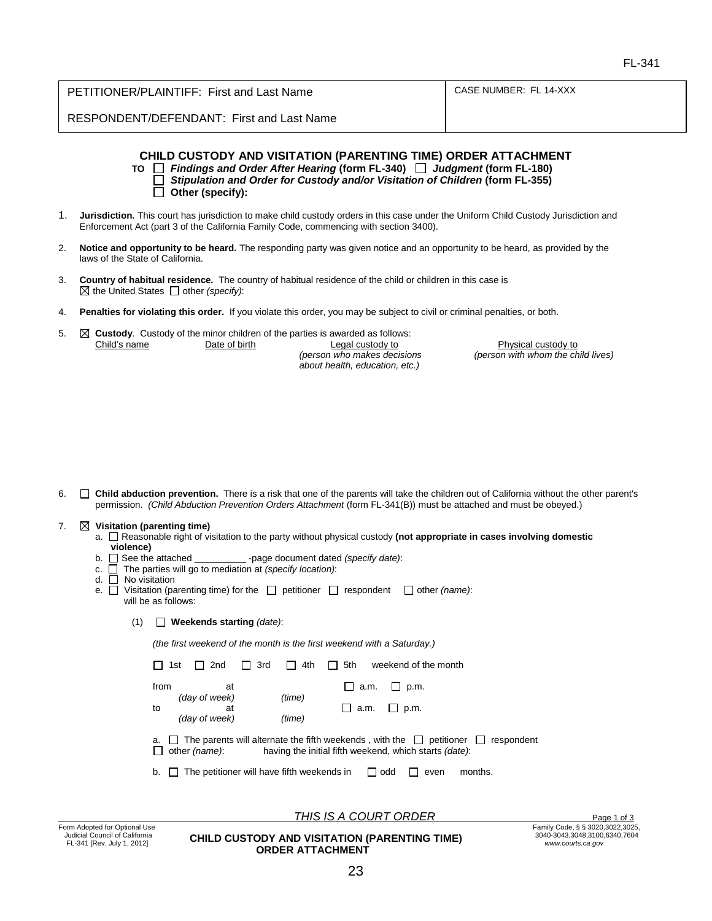FL-341

| PETITIONER/PLAINTIFF: First and Last Name | CASE NUMBER: FL 14-XXX |
| --- | --- |
| RESPONDENT/DEFENDANT: First and Last Name | |

## CHILD CUSTODY AND VISITATION (PARENTING TIME) ORDER ATTACHMENT

**TO** ☐ ***Findings and Order After Hearing*** **(form FL-340)** ☐ ***Judgment*** **(form FL-180)**
☐ ***Stipulation and Order for Custody and/or Visitation of Children*** **(form FL-355)**
☐ **Other (specify):**

1. **Jurisdiction.** This court has jurisdiction to make child custody orders in this case under the Uniform Child Custody Jurisdiction and Enforcement Act (part 3 of the California Family Code, commencing with section 3400).

2. **Notice and opportunity to be heard.** The responding party was given notice and an opportunity to be heard, as provided by the laws of the State of California.

3. **Country of habitual residence.** The country of habitual residence of the child or children in this case is
☒ the United States ☐ other *(specify)*:

4. **Penalties for violating this order.** If you violate this order, you may be subject to civil or criminal penalties, or both.

5. ☒ **Custody**. Custody of the minor children of the parties is awarded as follows:

| Child's name | Date of birth | Legal custody to *(person who makes decisions about health, education, etc.)* | Physical custody to *(person with whom the child lives)* |
| --- | --- | --- | --- |
| | | | |

6. ☐ **Child abduction prevention.** There is a risk that one of the parents will take the children out of California without the other parent's permission. *(Child Abduction Prevention Orders Attachment* (form FL-341(B)) must be attached and must be obeyed.)

7. ☒ **Visitation (parenting time)**
   a. ☐ Reasonable right of visitation to the party without physical custody **(not appropriate in cases involving domestic violence)**
   b. ☐ See the attached __________ -page document dated *(specify date)*:
   c. ☐ The parties will go to mediation at *(specify location)*:
   d. ☐ No visitation
   e. ☐ Visitation (parenting time) for the ☐ petitioner ☐ respondent ☐ other *(name)*:
   will be as follows:

   (1) ☐ **Weekends starting** *(date)*:

   *(the first weekend of the month is the first weekend with a Saturday.)*

   ☐ 1st ☐ 2nd ☐ 3rd ☐ 4th ☐ 5th weekend of the month

   from _______ at _______ ☐ a.m. ☐ p.m.
   *(day of week)* *(time)*
   to _______ at _______ ☐ a.m. ☐ p.m.
   *(day of week)* *(time)*

   a. ☐ The parents will alternate the fifth weekends , with the ☐ petitioner ☐ respondent
   ☐ other *(name)*: having the initial fifth weekend, which starts *(date)*:

   b. ☐ The petitioner will have fifth weekends in ☐ odd ☐ even months.

*THIS IS A COURT ORDER*

Form Adopted for Optional Use
Judicial Council of California
FL-341 [Rev. July 1, 2012]

**CHILD CUSTODY AND VISITATION (PARENTING TIME) ORDER ATTACHMENT**

Family Code, § § 3020,3022,3025, 3040-3043,3048,3100,6340,7604
*www.courts.ca.gov*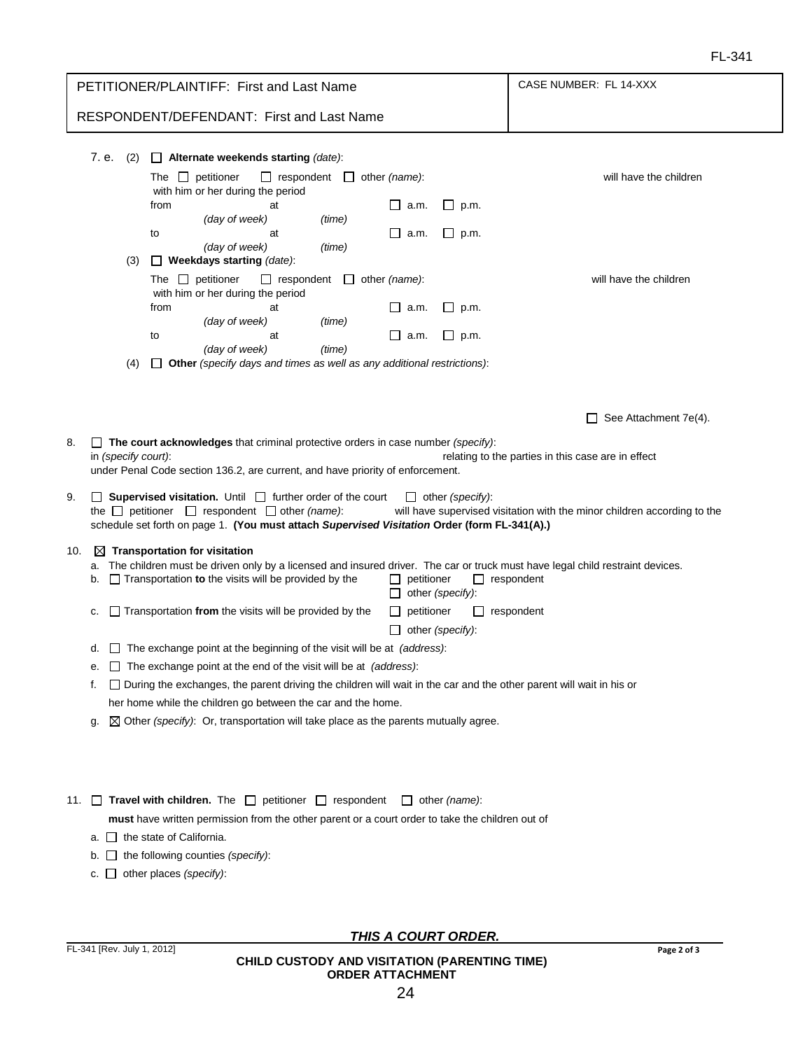FL-341

| PETITIONER/PLAINTIFF: First and Last Name | CASE NUMBER: FL 14-XXX |
|---|---|
| RESPONDENT/DEFENDANT: First and Last Name | |

7. e. (2) ☐ **Alternate weekends starting** *(date)*:

The ☐ petitioner ☐ respondent ☐ other *(name)*: will have the children with him or her during the period

from *(day of week)* at *(time)* ☐ a.m. ☐ p.m.

to *(day of week)* at *(time)* ☐ a.m. ☐ p.m.

(3) ☐ **Weekdays starting** *(date)*:

The ☐ petitioner ☐ respondent ☐ other *(name)*: will have the children with him or her during the period

from *(day of week)* at *(time)* ☐ a.m. ☐ p.m.

to *(day of week)* at *(time)* ☐ a.m. ☐ p.m.

(4) ☐ **Other** *(specify days and times as well as any additional restrictions)*:

☐ See Attachment 7e(4).

8. ☐ **The court acknowledges** that criminal protective orders in case number *(specify)*: in *(specify court)*: relating to the parties in this case are in effect under Penal Code section 136.2, are current, and have priority of enforcement.

9. ☐ **Supervised visitation.** Until ☐ further order of the court ☐ other *(specify)*: the ☐ petitioner ☐ respondent ☐ other *(name)*: will have supervised visitation with the minor children according to the schedule set forth on page 1. **(You must attach *Supervised Visitation* Order (form FL-341(A).)**

10. ☒ **Transportation for visitation**

a. The children must be driven only by a licensed and insured driver. The car or truck must have legal child restraint devices.

b. ☐ Transportation **to** the visits will be provided by the ☐ petitioner ☐ respondent ☐ other *(specify)*:

c. ☐ Transportation **from** the visits will be provided by the ☐ petitioner ☐ respondent ☐ other *(specify)*:

d. ☐ The exchange point at the beginning of the visit will be at *(address)*:

e. ☐ The exchange point at the end of the visit will be at *(address)*:

f. ☐ During the exchanges, the parent driving the children will wait in the car and the other parent will wait in his or her home while the children go between the car and the home.

g. ☒ Other *(specify)*: Or, transportation will take place as the parents mutually agree.

11. ☐ **Travel with children.** The ☐ petitioner ☐ respondent ☐ other *(name)*: **must** have written permission from the other parent or a court order to take the children out of

a. ☐ the state of California.

b. ☐ the following counties *(specify)*:

c. ☐ other places *(specify)*:

***THIS A COURT ORDER.***

FL-341 [Rev. July 1, 2012]

**CHILD CUSTODY AND VISITATION (PARENTING TIME) ORDER ATTACHMENT**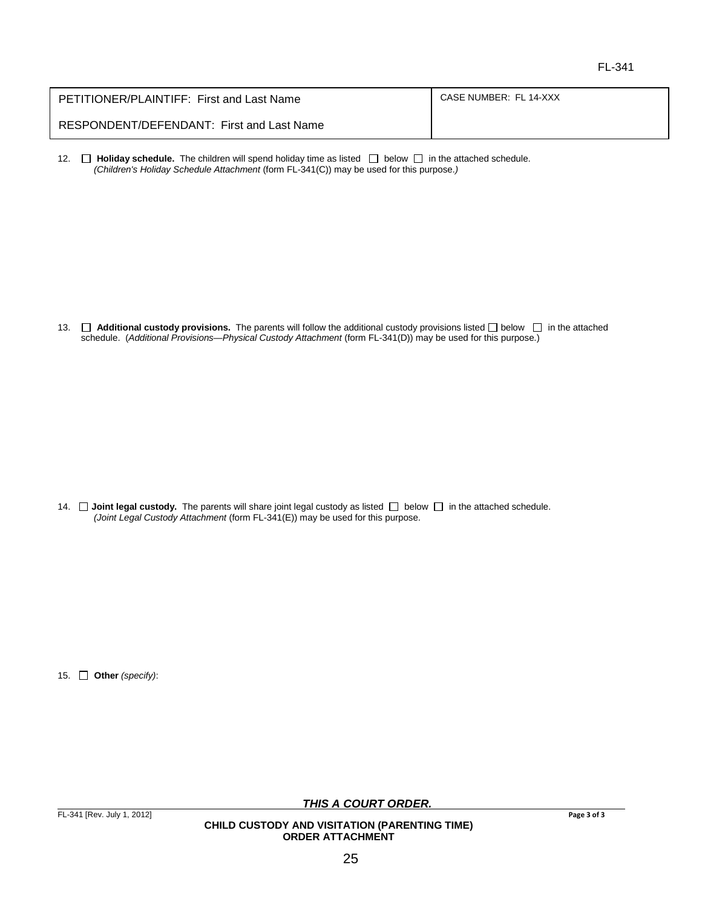FL-341

| PETITIONER/PLAINTIFF: First and Last Name | CASE NUMBER: FL 14-XXX |
|---|---|
| RESPONDENT/DEFENDANT: First and Last Name | |

12. ☐ **Holiday schedule.** The children will spend holiday time as listed ☐ below ☐ in the attached schedule.
*(Children's Holiday Schedule Attachment* (form FL-341(C)) may be used for this purpose.*)*

13. ☐ **Additional custody provisions.** The parents will follow the additional custody provisions listed ☐ below ☐ in the attached schedule. (*Additional Provisions—Physical Custody Attachment* (form FL-341(D)) may be used for this purpose.)

14. ☐ **Joint legal custody.** The parents will share joint legal custody as listed ☐ below ☐ in the attached schedule.
*(Joint Legal Custody Attachment* (form FL-341(E)) may be used for this purpose.

15. ☐ **Other** *(specify)*:

***THIS A COURT ORDER.***

FL-341 [Rev. July 1, 2012]

**CHILD CUSTODY AND VISITATION (PARENTING TIME) ORDER ATTACHMENT**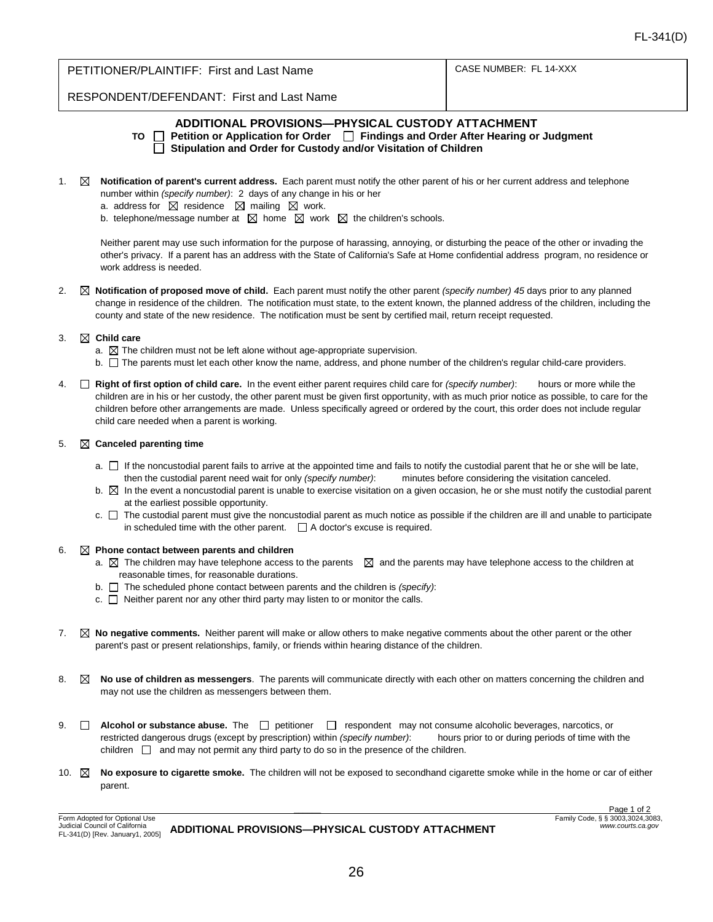FL-341(D)

| PETITIONER/PLAINTIFF: First and Last Name<br>RESPONDENT/DEFENDANT: First and Last Name | CASE NUMBER: FL 14-XXX |
|---|---|

## ADDITIONAL PROVISIONS—PHYSICAL CUSTODY ATTACHMENT

**TO** ☐ **Petition or Application for Order** ☐ **Findings and Order After Hearing or Judgment**
☐ **Stipulation and Order for Custody and/or Visitation of Children**

1. ☒ **Notification of parent's current address.** Each parent must notify the other parent of his or her current address and telephone number within *(specify number)*: 2 days of any change in his or her
   a. address for ☒ residence ☒ mailing ☒ work.
   b. telephone/message number at ☒ home ☒ work ☒ the children's schools.

   Neither parent may use such information for the purpose of harassing, annoying, or disturbing the peace of the other or invading the other's privacy. If a parent has an address with the State of California's Safe at Home confidential address program, no residence or work address is needed.

2. ☒ **Notification of proposed move of child.** Each parent must notify the other parent *(specify number) 45* days prior to any planned change in residence of the children. The notification must state, to the extent known, the planned address of the children, including the county and state of the new residence. The notification must be sent by certified mail, return receipt requested.

3. ☒ **Child care**
   a. ☒ The children must not be left alone without age-appropriate supervision.
   b. ☐ The parents must let each other know the name, address, and phone number of the children's regular child-care providers.

4. ☐ **Right of first option of child care.** In the event either parent requires child care for *(specify number)*: hours or more while the children are in his or her custody, the other parent must be given first opportunity, with as much prior notice as possible, to care for the children before other arrangements are made. Unless specifically agreed or ordered by the court, this order does not include regular child care needed when a parent is working.

5. ☒ **Canceled parenting time**
   a. ☐ If the noncustodial parent fails to arrive at the appointed time and fails to notify the custodial parent that he or she will be late, then the custodial parent need wait for only *(specify number)*: minutes before considering the visitation canceled.
   b. ☒ In the event a noncustodial parent is unable to exercise visitation on a given occasion, he or she must notify the custodial parent at the earliest possible opportunity.
   c. ☐ The custodial parent must give the noncustodial parent as much notice as possible if the children are ill and unable to participate in scheduled time with the other parent. ☐ A doctor's excuse is required.

6. ☒ **Phone contact between parents and children**
   a. ☒ The children may have telephone access to the parents ☒ and the parents may have telephone access to the children at reasonable times, for reasonable durations.
   b. ☐ The scheduled phone contact between parents and the children is *(specify)*:
   c. ☐ Neither parent nor any other third party may listen to or monitor the calls.

7. ☒ **No negative comments.** Neither parent will make or allow others to make negative comments about the other parent or the other parent's past or present relationships, family, or friends within hearing distance of the children.

8. ☒ **No use of children as messengers**. The parents will communicate directly with each other on matters concerning the children and may not use the children as messengers between them.

9. ☐ **Alcohol or substance abuse.** The ☐ petitioner ☐ respondent may not consume alcoholic beverages, narcotics, or restricted dangerous drugs (except by prescription) within *(specify number)*: hours prior to or during periods of time with the children ☐ and may not permit any third party to do so in the presence of the children.

10. ☒ **No exposure to cigarette smoke.** The children will not be exposed to secondhand cigarette smoke while in the home or car of either parent.

Form Adopted for Optional Use
Judicial Council of California
FL-341(D) [Rev. January1, 2005]

**ADDITIONAL PROVISIONS—PHYSICAL CUSTODY ATTACHMENT**

Family Code, § § 3003,3024,3083,
*www.courts.ca.gov*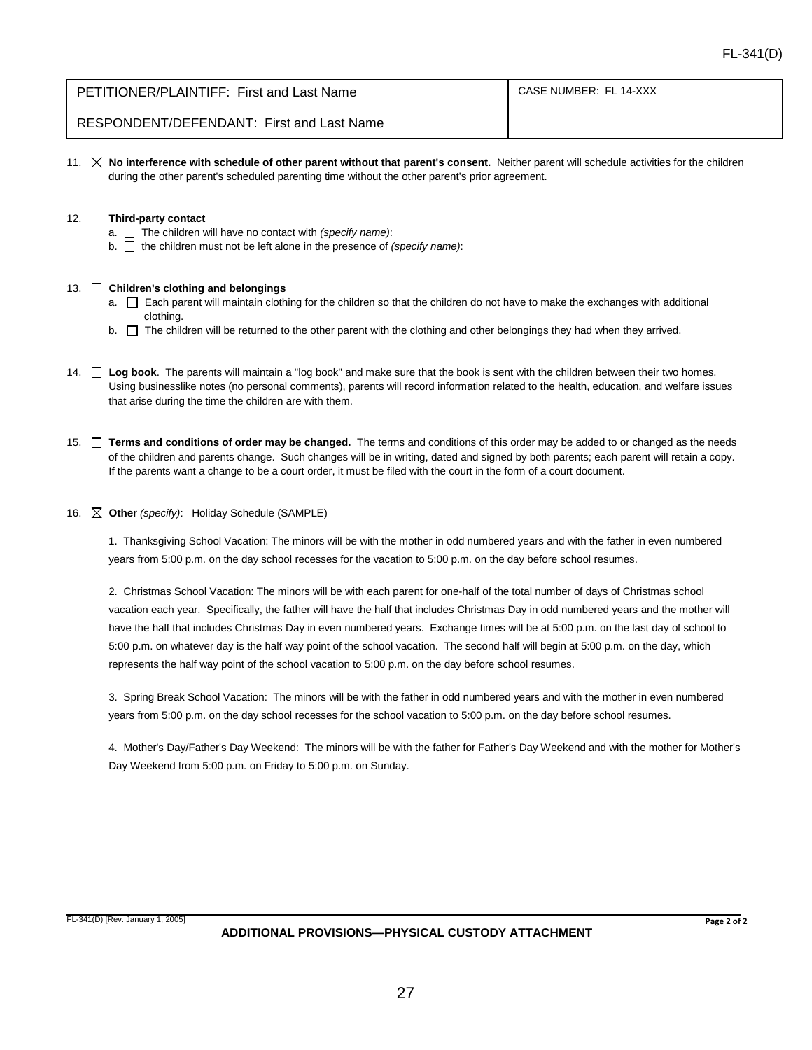| PETITIONER/PLAINTIFF: First and Last Name | CASE NUMBER: FL 14-XXX |
| --- | --- |
| RESPONDENT/DEFENDANT: First and Last Name | |

11. ☒ **No interference with schedule of other parent without that parent's consent.** Neither parent will schedule activities for the children during the other parent's scheduled parenting time without the other parent's prior agreement.

12. ☐ **Third-party contact**
    a. ☐ The children will have no contact with *(specify name)*:
    b. ☐ the children must not be left alone in the presence of *(specify name)*:

13. ☐ **Children's clothing and belongings**
    a. ☐ Each parent will maintain clothing for the children so that the children do not have to make the exchanges with additional clothing.
    b. ☐ The children will be returned to the other parent with the clothing and other belongings they had when they arrived.

14. ☐ **Log book**. The parents will maintain a "log book" and make sure that the book is sent with the children between their two homes. Using businesslike notes (no personal comments), parents will record information related to the health, education, and welfare issues that arise during the time the children are with them.

15. ☐ **Terms and conditions of order may be changed.** The terms and conditions of this order may be added to or changed as the needs of the children and parents change. Such changes will be in writing, dated and signed by both parents; each parent will retain a copy. If the parents want a change to be a court order, it must be filed with the court in the form of a court document.

16. ☒ **Other** *(specify)*: Holiday Schedule (SAMPLE)

    1. Thanksgiving School Vacation: The minors will be with the mother in odd numbered years and with the father in even numbered years from 5:00 p.m. on the day school recesses for the vacation to 5:00 p.m. on the day before school resumes.

    2. Christmas School Vacation: The minors will be with each parent for one-half of the total number of days of Christmas school vacation each year. Specifically, the father will have the half that includes Christmas Day in odd numbered years and the mother will have the half that includes Christmas Day in even numbered years. Exchange times will be at 5:00 p.m. on the last day of school to 5:00 p.m. on whatever day is the half way point of the school vacation. The second half will begin at 5:00 p.m. on the day, which represents the half way point of the school vacation to 5:00 p.m. on the day before school resumes.

    3. Spring Break School Vacation: The minors will be with the father in odd numbered years and with the mother in even numbered years from 5:00 p.m. on the day school recesses for the school vacation to 5:00 p.m. on the day before school resumes.

    4. Mother's Day/Father's Day Weekend: The minors will be with the father for Father's Day Weekend and with the mother for Mother's Day Weekend from 5:00 p.m. on Friday to 5:00 p.m. on Sunday.

FL-341(D) [Rev. January 1, 2005]

**ADDITIONAL PROVISIONS—PHYSICAL CUSTODY ATTACHMENT**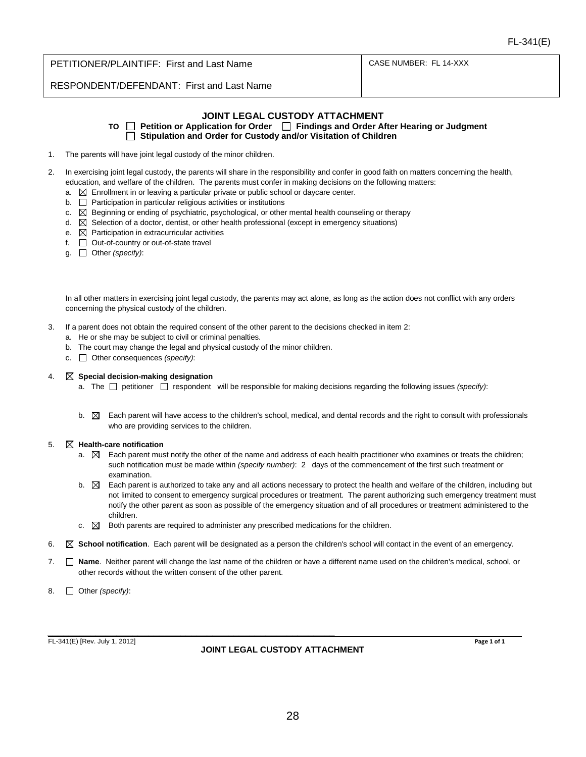FL-341(E)

| PETITIONER/PLAINTIFF: First and Last Name<br>RESPONDENT/DEFENDANT: First and Last Name | CASE NUMBER: FL 14-XXX |
|---|---|

## JOINT LEGAL CUSTODY ATTACHMENT

**TO ☐ Petition or Application for Order ☐ Findings and Order After Hearing or Judgment ☐ Stipulation and Order for Custody and/or Visitation of Children**

1. The parents will have joint legal custody of the minor children.

2. In exercising joint legal custody, the parents will share in the responsibility and confer in good faith on matters concerning the health, education, and welfare of the children. The parents must confer in making decisions on the following matters:
   a. ☒ Enrollment in or leaving a particular private or public school or daycare center.
   b. ☐ Participation in particular religious activities or institutions
   c. ☒ Beginning or ending of psychiatric, psychological, or other mental health counseling or therapy
   d. ☒ Selection of a doctor, dentist, or other health professional (except in emergency situations)
   e. ☒ Participation in extracurricular activities
   f. ☐ Out-of-country or out-of-state travel
   g. ☐ Other *(specify)*:

   In all other matters in exercising joint legal custody, the parents may act alone, as long as the action does not conflict with any orders concerning the physical custody of the children.

3. If a parent does not obtain the required consent of the other parent to the decisions checked in item 2:
   a. He or she may be subject to civil or criminal penalties.
   b. The court may change the legal and physical custody of the minor children.
   c. ☐ Other consequences *(specify)*:

4. ☒ **Special decision-making designation**
   a. The ☐ petitioner ☐ respondent will be responsible for making decisions regarding the following issues *(specify)*:

   b. ☒ Each parent will have access to the children's school, medical, and dental records and the right to consult with professionals who are providing services to the children.

5. ☒ **Health-care notification**
   a. ☒ Each parent must notify the other of the name and address of each health practitioner who examines or treats the children; such notification must be made within *(specify number)*: 2 days of the commencement of the first such treatment or examination.
   b. ☒ Each parent is authorized to take any and all actions necessary to protect the health and welfare of the children, including but not limited to consent to emergency surgical procedures or treatment. The parent authorizing such emergency treatment must notify the other parent as soon as possible of the emergency situation and of all procedures or treatment administered to the children.
   c. ☒ Both parents are required to administer any prescribed medications for the children.

6. ☒ **School notification**. Each parent will be designated as a person the children's school will contact in the event of an emergency.

7. ☐ **Name**. Neither parent will change the last name of the children or have a different name used on the children's medical, school, or other records without the written consent of the other parent.

8. ☐ Other *(specify)*:

FL-341(E) [Rev. July 1, 2012]

**JOINT LEGAL CUSTODY ATTACHMENT**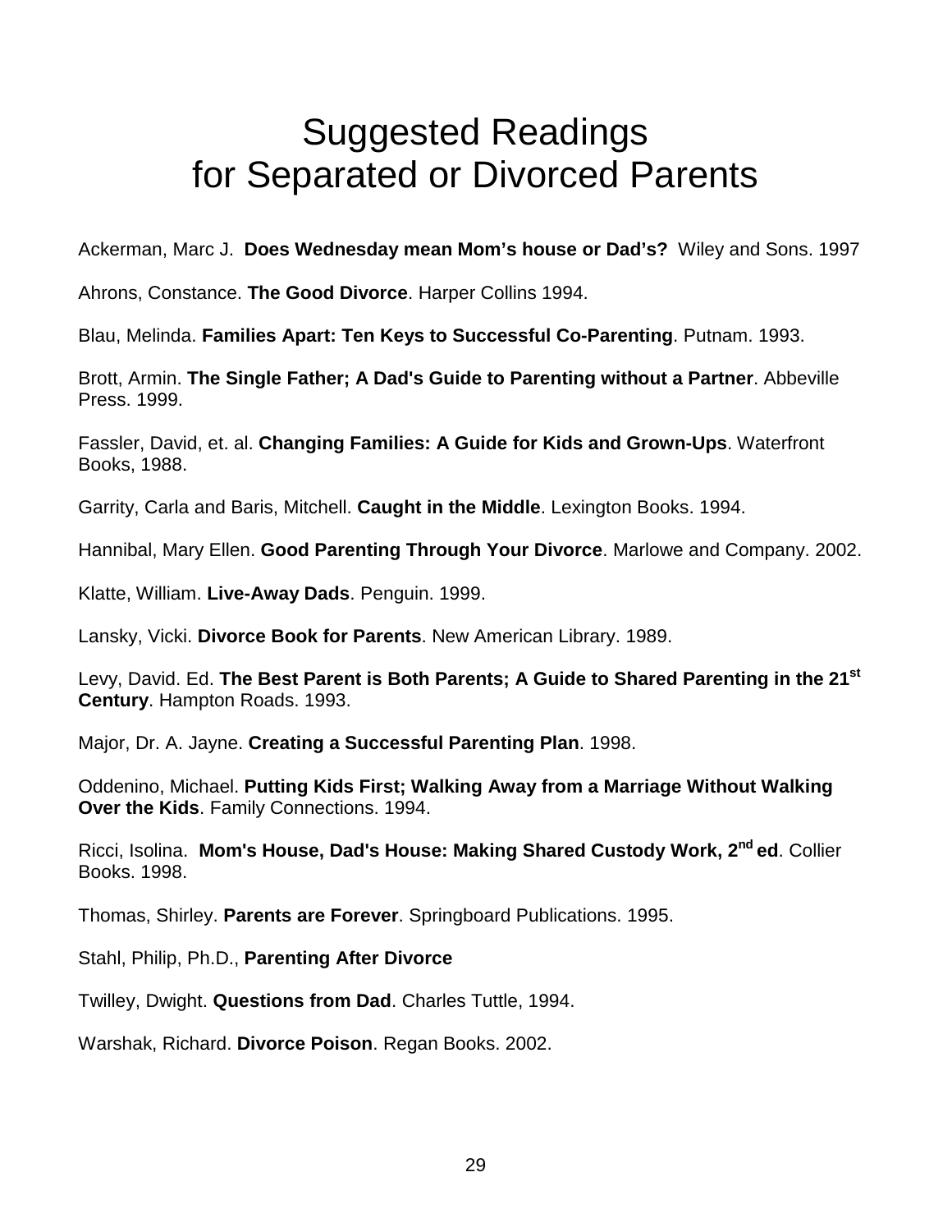# Suggested Readings for Separated or Divorced Parents

Ackerman, Marc J. **Does Wednesday mean Mom's house or Dad's?** Wiley and Sons. 1997

Ahrons, Constance. **The Good Divorce**. Harper Collins 1994.

Blau, Melinda. **Families Apart: Ten Keys to Successful Co-Parenting**. Putnam. 1993.

Brott, Armin. **The Single Father; A Dad's Guide to Parenting without a Partner**. Abbeville Press. 1999.

Fassler, David, et. al. **Changing Families: A Guide for Kids and Grown-Ups**. Waterfront Books, 1988.

Garrity, Carla and Baris, Mitchell. **Caught in the Middle**. Lexington Books. 1994.

Hannibal, Mary Ellen. **Good Parenting Through Your Divorce**. Marlowe and Company. 2002.

Klatte, William. **Live-Away Dads**. Penguin. 1999.

Lansky, Vicki. **Divorce Book for Parents**. New American Library. 1989.

Levy, David. Ed. **The Best Parent is Both Parents; A Guide to Shared Parenting in the 21st Century**. Hampton Roads. 1993.

Major, Dr. A. Jayne. **Creating a Successful Parenting Plan**. 1998.

Oddenino, Michael. **Putting Kids First; Walking Away from a Marriage Without Walking Over the Kids**. Family Connections. 1994.

Ricci, Isolina. **Mom's House, Dad's House: Making Shared Custody Work, 2nd ed**. Collier Books. 1998.

Thomas, Shirley. **Parents are Forever**. Springboard Publications. 1995.

Stahl, Philip, Ph.D., **Parenting After Divorce**

Twilley, Dwight. **Questions from Dad**. Charles Tuttle, 1994.

Warshak, Richard. **Divorce Poison**. Regan Books. 2002.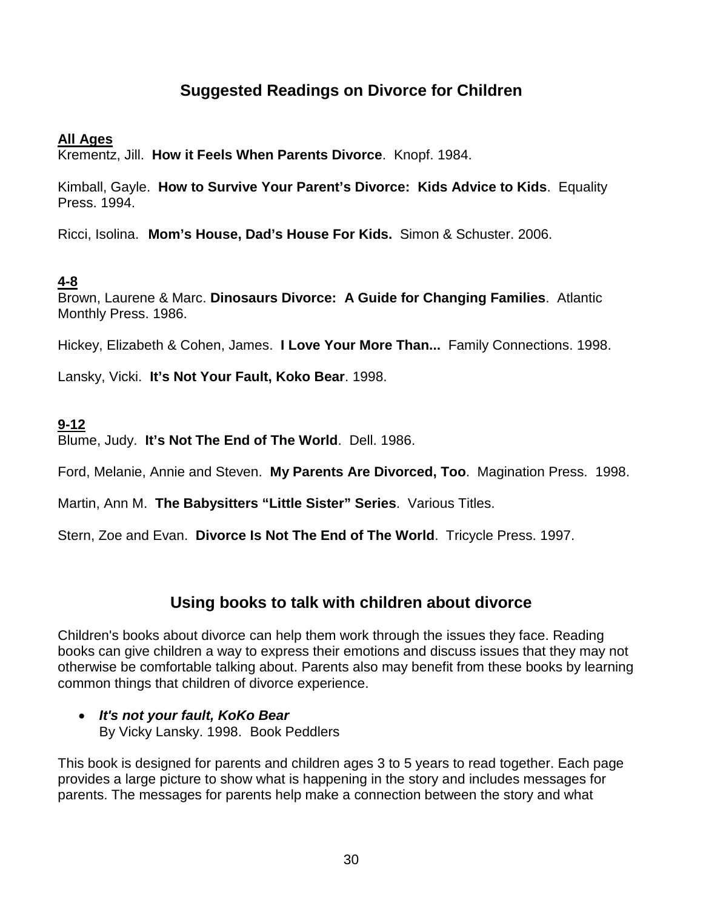## Suggested Readings on Divorce for Children

**All Ages**

Krementz, Jill. **How it Feels When Parents Divorce**. Knopf. 1984.

Kimball, Gayle. **How to Survive Your Parent's Divorce: Kids Advice to Kids**. Equality Press. 1994.

Ricci, Isolina. **Mom's House, Dad's House For Kids.** Simon & Schuster. 2006.

**4-8**

Brown, Laurene & Marc. **Dinosaurs Divorce: A Guide for Changing Families**. Atlantic Monthly Press. 1986.

Hickey, Elizabeth & Cohen, James. **I Love Your More Than...** Family Connections. 1998.

Lansky, Vicki. **It's Not Your Fault, Koko Bear**. 1998.

**9-12**

Blume, Judy. **It's Not The End of The World**. Dell. 1986.

Ford, Melanie, Annie and Steven. **My Parents Are Divorced, Too**. Magination Press. 1998.

Martin, Ann M. **The Babysitters "Little Sister" Series**. Various Titles.

Stern, Zoe and Evan. **Divorce Is Not The End of The World**. Tricycle Press. 1997.

## Using books to talk with children about divorce

Children's books about divorce can help them work through the issues they face. Reading books can give children a way to express their emotions and discuss issues that they may not otherwise be comfortable talking about. Parents also may benefit from these books by learning common things that children of divorce experience.

- ***It's not your fault, KoKo Bear***
  By Vicky Lansky. 1998. Book Peddlers

This book is designed for parents and children ages 3 to 5 years to read together. Each page provides a large picture to show what is happening in the story and includes messages for parents. The messages for parents help make a connection between the story and what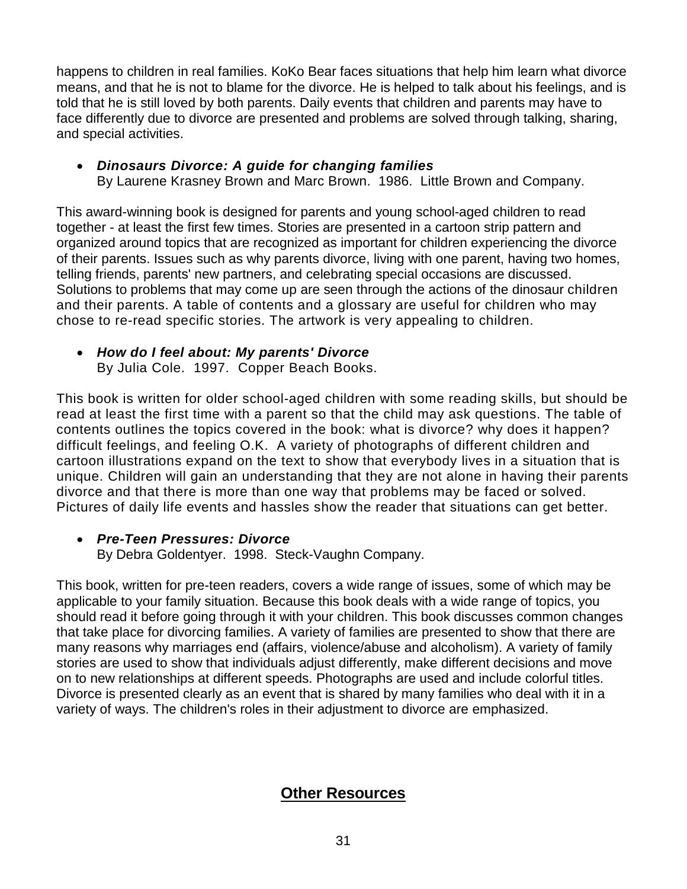happens to children in real families. KoKo Bear faces situations that help him learn what divorce means, and that he is not to blame for the divorce. He is helped to talk about his feelings, and is told that he is still loved by both parents. Daily events that children and parents may have to face differently due to divorce are presented and problems are solved through talking, sharing, and special activities.

- ***Dinosaurs Divorce: A guide for changing families***
  By Laurene Krasney Brown and Marc Brown. 1986. Little Brown and Company.

This award-winning book is designed for parents and young school-aged children to read together - at least the first few times. Stories are presented in a cartoon strip pattern and organized around topics that are recognized as important for children experiencing the divorce of their parents. Issues such as why parents divorce, living with one parent, having two homes, telling friends, parents' new partners, and celebrating special occasions are discussed. Solutions to problems that may come up are seen through the actions of the dinosaur children and their parents. A table of contents and a glossary are useful for children who may chose to re-read specific stories. The artwork is very appealing to children.

- ***How do I feel about: My parents' Divorce***
  By Julia Cole. 1997. Copper Beach Books.

This book is written for older school-aged children with some reading skills, but should be read at least the first time with a parent so that the child may ask questions. The table of contents outlines the topics covered in the book: what is divorce? why does it happen? difficult feelings, and feeling O.K. A variety of photographs of different children and cartoon illustrations expand on the text to show that everybody lives in a situation that is unique. Children will gain an understanding that they are not alone in having their parents divorce and that there is more than one way that problems may be faced or solved. Pictures of daily life events and hassles show the reader that situations can get better.

- ***Pre-Teen Pressures: Divorce***
  By Debra Goldentyer. 1998. Steck-Vaughn Company.

This book, written for pre-teen readers, covers a wide range of issues, some of which may be applicable to your family situation. Because this book deals with a wide range of topics, you should read it before going through it with your children. This book discusses common changes that take place for divorcing families. A variety of families are presented to show that there are many reasons why marriages end (affairs, violence/abuse and alcoholism). A variety of family stories are used to show that individuals adjust differently, make different decisions and move on to new relationships at different speeds. Photographs are used and include colorful titles. Divorce is presented clearly as an event that is shared by many families who deal with it in a variety of ways. The children's roles in their adjustment to divorce are emphasized.

## Other Resources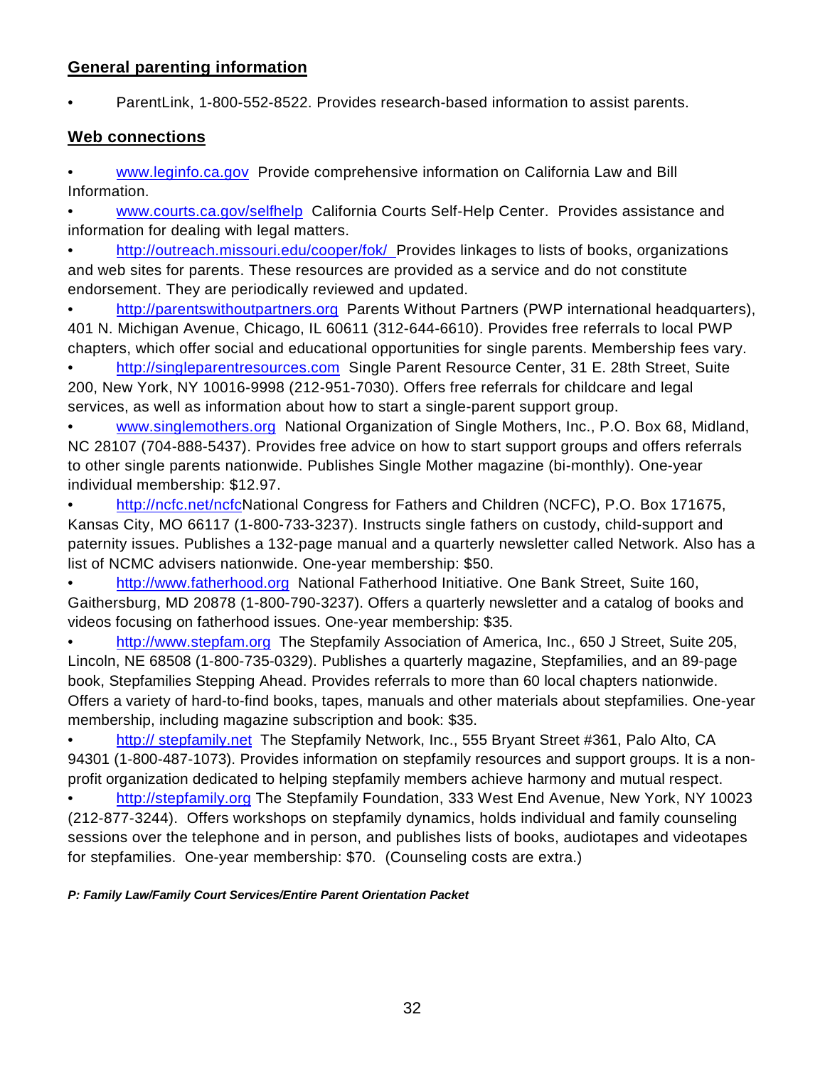## General parenting information

- ParentLink, 1-800-552-8522. Provides research-based information to assist parents.

## Web connections

- www.leginfo.ca.gov Provide comprehensive information on California Law and Bill Information.
- www.courts.ca.gov/selfhelp California Courts Self-Help Center. Provides assistance and information for dealing with legal matters.
- http://outreach.missouri.edu/cooper/fok/ Provides linkages to lists of books, organizations and web sites for parents. These resources are provided as a service and do not constitute endorsement. They are periodically reviewed and updated.
- http://parentswithoutpartners.org Parents Without Partners (PWP international headquarters), 401 N. Michigan Avenue, Chicago, IL 60611 (312-644-6610). Provides free referrals to local PWP chapters, which offer social and educational opportunities for single parents. Membership fees vary.
- http://singleparentresources.com Single Parent Resource Center, 31 E. 28th Street, Suite 200, New York, NY 10016-9998 (212-951-7030). Offers free referrals for childcare and legal services, as well as information about how to start a single-parent support group.
- www.singlemothers.org National Organization of Single Mothers, Inc., P.O. Box 68, Midland, NC 28107 (704-888-5437). Provides free advice on how to start support groups and offers referrals to other single parents nationwide. Publishes Single Mother magazine (bi-monthly). One-year individual membership: $12.97.
- http://ncfc.net/ncfcNational Congress for Fathers and Children (NCFC), P.O. Box 171675, Kansas City, MO 66117 (1-800-733-3237). Instructs single fathers on custody, child-support and paternity issues. Publishes a 132-page manual and a quarterly newsletter called Network. Also has a list of NCMC advisers nationwide. One-year membership: $50.
- http://www.fatherhood.org National Fatherhood Initiative. One Bank Street, Suite 160, Gaithersburg, MD 20878 (1-800-790-3237). Offers a quarterly newsletter and a catalog of books and videos focusing on fatherhood issues. One-year membership: $35.
- http://www.stepfam.org The Stepfamily Association of America, Inc., 650 J Street, Suite 205, Lincoln, NE 68508 (1-800-735-0329). Publishes a quarterly magazine, Stepfamilies, and an 89-page book, Stepfamilies Stepping Ahead. Provides referrals to more than 60 local chapters nationwide. Offers a variety of hard-to-find books, tapes, manuals and other materials about stepfamilies. One-year membership, including magazine subscription and book: $35.
- http:// stepfamily.net The Stepfamily Network, Inc., 555 Bryant Street #361, Palo Alto, CA 94301 (1-800-487-1073). Provides information on stepfamily resources and support groups. It is a non-profit organization dedicated to helping stepfamily members achieve harmony and mutual respect.
- http://stepfamily.org The Stepfamily Foundation, 333 West End Avenue, New York, NY 10023 (212-877-3244). Offers workshops on stepfamily dynamics, holds individual and family counseling sessions over the telephone and in person, and publishes lists of books, audiotapes and videotapes for stepfamilies. One-year membership: $70. (Counseling costs are extra.)

***P: Family Law/Family Court Services/Entire Parent Orientation Packet***